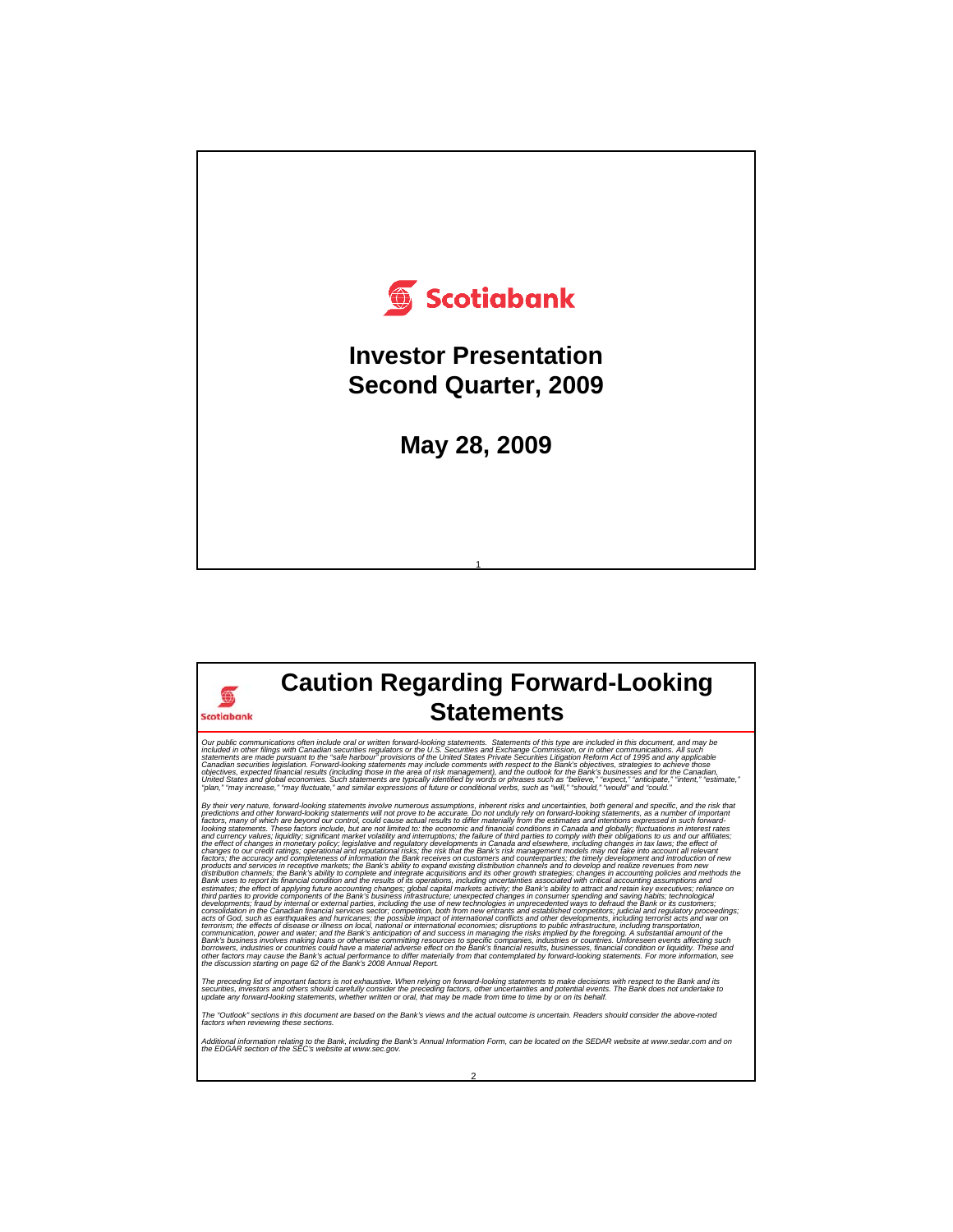Scotiabank

# Investor Presentation
# Second Quarter, 2009

## May 28, 2009

---

Scotiabank

# Caution Regarding Forward-Looking Statements

*Our public communications often include oral or written forward-looking statements. Statements of this type are included in this document, and may be included in other filings with Canadian securities regulators or the U.S. Securities and Exchange Commission, or in other communications. All such statements are made pursuant to the "safe harbour" provisions of the United States Private Securities Litigation Reform Act of 1995 and any applicable Canadian securities legislation. Forward-looking statements may include comments with respect to the Bank's objectives, strategies to achieve those objectives, expected financial results (including those in the area of risk management), and the outlook for the Bank's businesses and for the Canadian, United States and global economies. Such statements are typically identified by words or phrases such as "believe," "expect," "anticipate," "intent," "estimate," "plan," "may increase," "may fluctuate," and similar expressions of future or conditional verbs, such as "will," "should," "would" and "could."*

*By their very nature, forward-looking statements involve numerous assumptions, inherent risks and uncertainties, both general and specific, and the risk that predictions and other forward-looking statements will not prove to be accurate. Do not unduly rely on forward-looking statements, as a number of important factors, many of which are beyond our control, could cause actual results to differ materially from the estimates and intentions expressed in such forward-looking statements. These factors include, but are not limited to: the economic and financial conditions in Canada and globally; fluctuations in interest rates and currency values; liquidity; significant market volatility and interruptions; the failure of third parties to comply with their obligations to us and our affiliates; the effect of changes in monetary policy; legislative and regulatory developments in Canada and elsewhere, including changes in tax laws; the effect of changes to our credit ratings; operational and reputational risks; the risk that the Bank's risk management models may not take into account all relevant factors; the accuracy and completeness of information the Bank receives on customers and counterparties; the timely development and introduction of new products and services in receptive markets; the Bank's ability to expand existing distribution channels and to develop and realize revenues from new distribution channels; the Bank's ability to complete and integrate acquisitions and its other growth strategies; changes in accounting policies and methods the Bank uses to report its financial condition and the results of its operations, including uncertainties associated with critical accounting assumptions and estimates; the effect of applying future accounting changes; global capital markets activity; the Bank's ability to attract and retain key executives; reliance on third parties to provide components of the Bank's business infrastructure; unexpected changes in consumer spending and saving habits; technological developments; fraud by internal or external parties, including the use of new technologies in unprecedented ways to defraud the Bank or its customers; consolidation in the Canadian financial services sector; competition, both from new entrants and established competitors; judicial and regulatory proceedings; acts of God, such as earthquakes and hurricanes; the possible impact of international conflicts and other developments, including terrorist acts and war on terrorism; the effects of disease or illness on local, national or international economies; disruptions to public infrastructure, including transportation, communication, power and water; and the Bank's anticipation of and success in managing the risks implied by the foregoing. A substantial amount of the Bank's business involves making loans or otherwise committing resources to specific companies, industries or countries. Unforeseen events affecting such borrowers, industries or countries could have a material adverse effect on the Bank's financial results, businesses, financial condition or liquidity. These and other factors may cause the Bank's actual performance to differ materially from that contemplated by forward-looking statements. For more information, see the discussion starting on page 62 of the Bank's 2008 Annual Report.*

*The preceding list of important factors is not exhaustive. When relying on forward-looking statements to make decisions with respect to the Bank and its securities, investors and others should carefully consider the preceding factors, other uncertainties and potential events. The Bank does not undertake to update any forward-looking statements, whether written or oral, that may be made from time to time by or on its behalf.*

*The "Outlook" sections in this document are based on the Bank's views and the actual outcome is uncertain. Readers should consider the above-noted factors when reviewing these sections.*

*Additional information relating to the Bank, including the Bank's Annual Information Form, can be located on the SEDAR website at www.sedar.com and on the EDGAR section of the SEC's website at www.sec.gov.*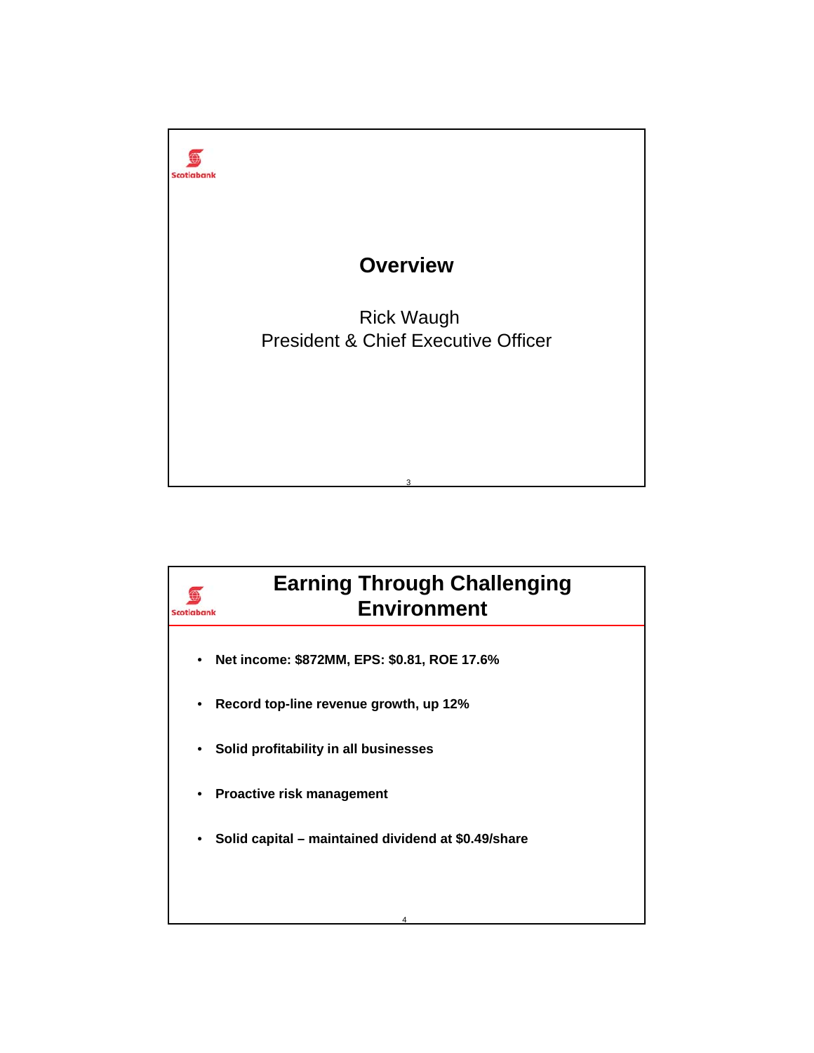# Overview

Rick Waugh
President & Chief Executive Officer

# Earning Through Challenging Environment

- **Net income: $872MM, EPS: $0.81, ROE 17.6%**
- **Record top-line revenue growth, up 12%**
- **Solid profitability in all businesses**
- **Proactive risk management**
- **Solid capital – maintained dividend at $0.49/share**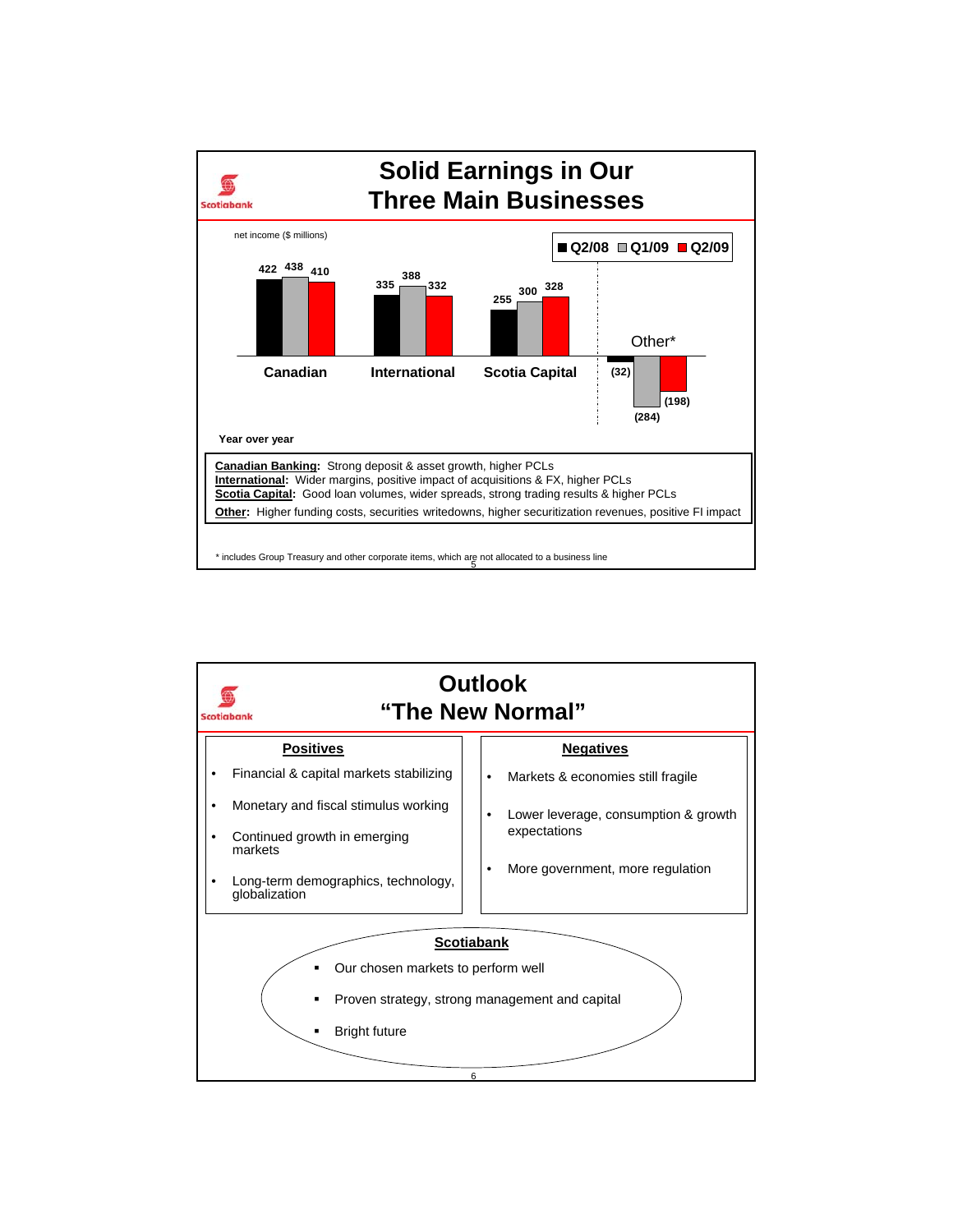# Solid Earnings in Our Three Main Businesses

net income ($ millions)

| | Q2/08 | Q1/09 | Q2/09 |
|---|---|---|---|
| Canadian | 422 | 438 | 410 |
| International | 335 | 388 | 332 |
| Scotia Capital | 255 | 300 | 328 |
| Other* | (32) | (284) | (198) |

**Year over year**

**Canadian Banking:** Strong deposit & asset growth, higher PCLs
**International:** Wider margins, positive impact of acquisitions & FX, higher PCLs
**Scotia Capital:** Good loan volumes, wider spreads, strong trading results & higher PCLs
**Other:** Higher funding costs, securities writedowns, higher securitization revenues, positive FI impact

\* includes Group Treasury and other corporate items, which are not allocated to a business line

# Outlook "The New Normal"

**Positives**

- Financial & capital markets stabilizing
- Monetary and fiscal stimulus working
- Continued growth in emerging markets
- Long-term demographics, technology, globalization

**Negatives**

- Markets & economies still fragile
- Lower leverage, consumption & growth expectations
- More government, more regulation

**Scotiabank**

- Our chosen markets to perform well
- Proven strategy, strong management and capital
- Bright future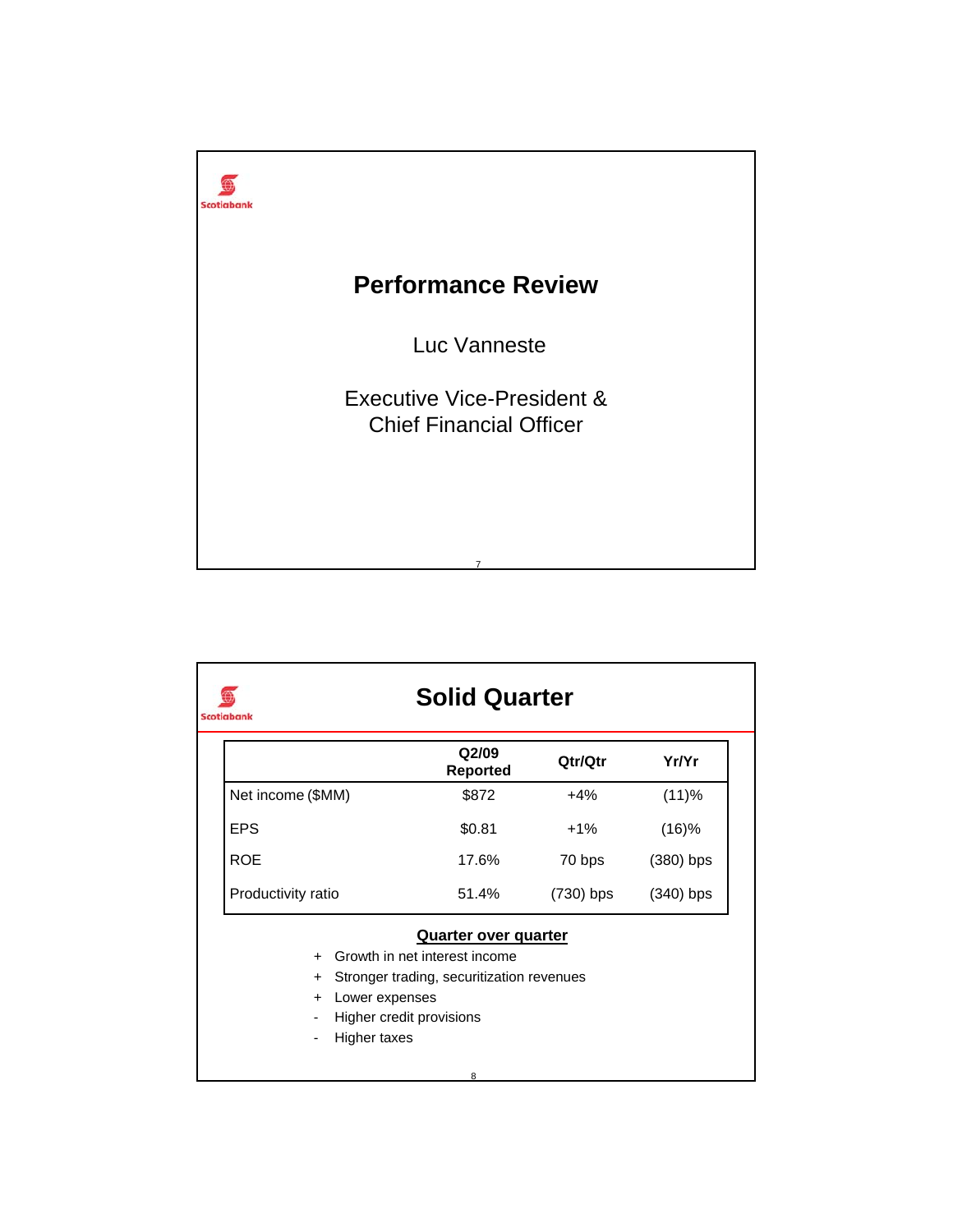## Performance Review

Luc Vanneste

Executive Vice-President &
Chief Financial Officer

## Solid Quarter

| | Q2/09 Reported | Qtr/Qtr | Yr/Yr |
|---|---|---|---|
| Net income ($MM) | $872 | +4% | (11)% |
| EPS | $0.81 | +1% | (16)% |
| ROE | 17.6% | 70 bps | (380) bps |
| Productivity ratio | 51.4% | (730) bps | (340) bps |

**Quarter over quarter**

+ Growth in net interest income
+ Stronger trading, securitization revenues
+ Lower expenses
- Higher credit provisions
- Higher taxes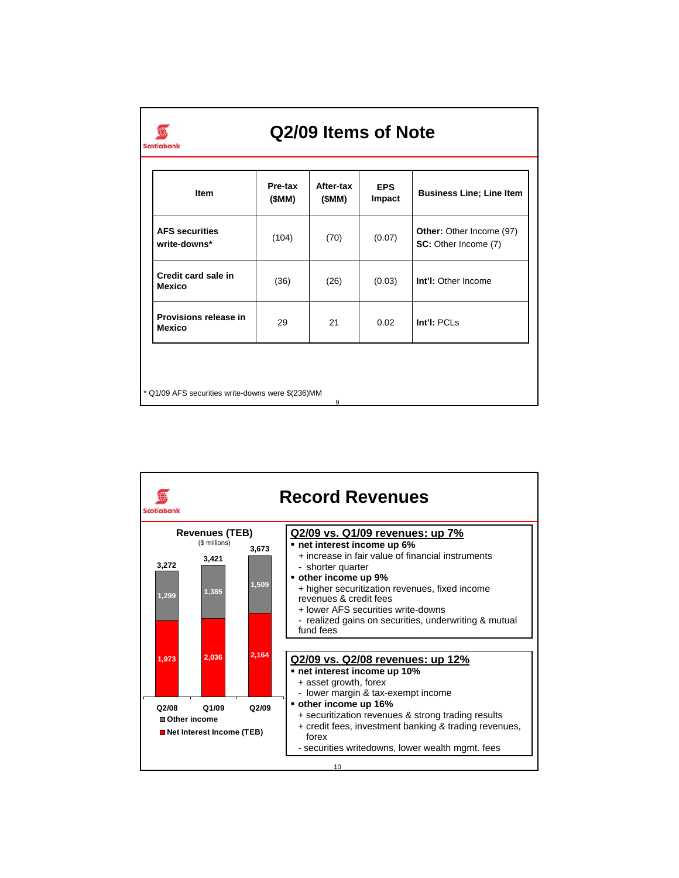# Q2/09 Items of Note

| Item | Pre-tax ($MM) | After-tax ($MM) | EPS Impact | Business Line; Line Item |
|---|---|---|---|---|
| **AFS securities write-downs*** | (104) | (70) | (0.07) | **Other:** Other Income (97)<br>**SC:** Other Income (7) |
| **Credit card sale in Mexico** | (36) | (26) | (0.03) | **Int'l:** Other Income |
| **Provisions release in Mexico** | 29 | 21 | 0.02 | **Int'l:** PCLs |

\* Q1/09 AFS securities write-downs were $(236)MM

# Record Revenues

**Revenues (TEB)**
($ millions)

| | Q2/08 | Q1/09 | Q2/09 |
|---|---|---|---|
| Other income | 1,299 | 1,385 | 1,509 |
| Net Interest Income (TEB) | 1,973 | 2,036 | 2,164 |
| Total | 3,272 | 3,421 | 3,673 |

## Q2/09 vs. Q1/09 revenues: up 7%

- **net interest income up 6%**
  + increase in fair value of financial instruments
  - shorter quarter
- **other income up 9%**
  + higher securitization revenues, fixed income revenues & credit fees
  + lower AFS securities write-downs
  - realized gains on securities, underwriting & mutual fund fees

## Q2/09 vs. Q2/08 revenues: up 12%

- **net interest income up 10%**
  + asset growth, forex
  - lower margin & tax-exempt income
- **other income up 16%**
  + securitization revenues & strong trading results
  + credit fees, investment banking & trading revenues, forex
  - securities writedowns, lower wealth mgmt. fees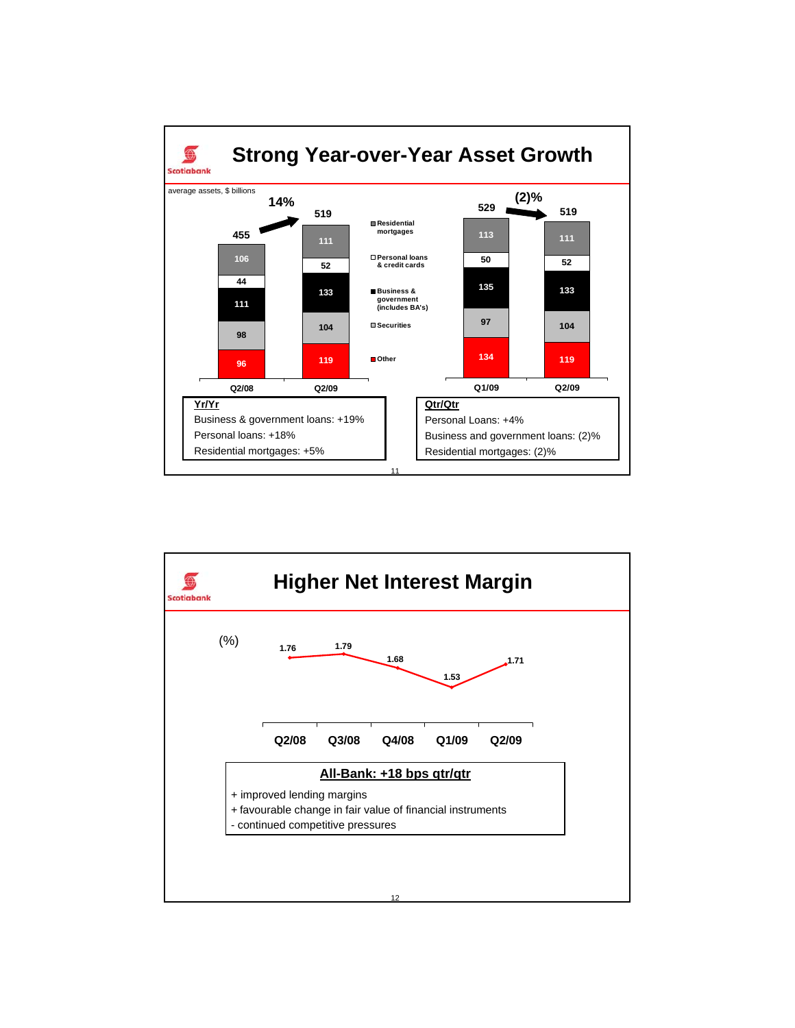# Strong Year-over-Year Asset Growth

average assets, $ billions

| | Q2/08 | Q2/09 | Q1/09 | Q2/09 |
|---|---|---|---|---|
| Residential mortgages | 106 | 111 | 113 | 111 |
| Personal loans & credit cards | 44 | 52 | 50 | 52 |
| Business & government (includes BA's) | 111 | 133 | 135 | 133 |
| Securities | 98 | 104 | 97 | 104 |
| Other | 96 | 119 | 134 | 119 |
| Total | 455 | 519 | 529 | 519 |

Q2/08 to Q2/09: 14%

Q1/09 to Q2/09: (2)%

**Yr/Yr**

Business & government loans: +19%

Personal loans: +18%

Residential mortgages: +5%

**Qtr/Qtr**

Personal Loans: +4%

Business and government loans: (2)%

Residential mortgages: (2)%

# Higher Net Interest Margin

(%)

| Q2/08 | Q3/08 | Q4/08 | Q1/09 | Q2/09 |
|---|---|---|---|---|
| 1.76 | 1.79 | 1.68 | 1.53 | 1.71 |

**All-Bank: +18 bps qtr/qtr**

+ improved lending margins
+ favourable change in fair value of financial instruments
- continued competitive pressures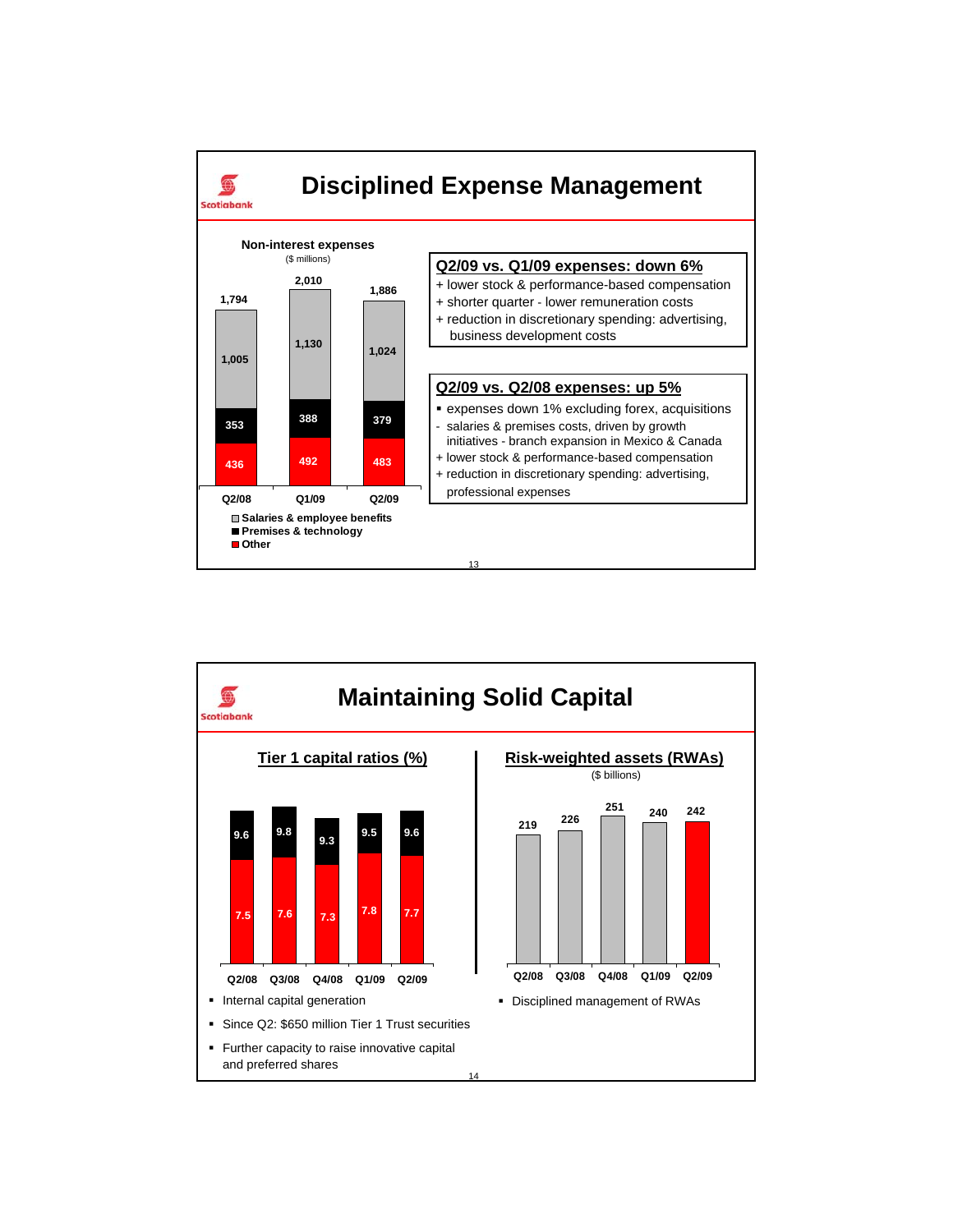# Disciplined Expense Management

**Non-interest expenses**
($ millions)

| | Q2/08 | Q1/09 | Q2/09 |
|---|---|---|---|
| Salaries & employee benefits | 1,005 | 1,130 | 1,024 |
| Premises & technology | 353 | 388 | 379 |
| Other | 436 | 492 | 483 |
| Total | 1,794 | 2,010 | 1,886 |

**Q2/09 vs. Q1/09 expenses: down 6%**

+ lower stock & performance-based compensation
+ shorter quarter - lower remuneration costs
+ reduction in discretionary spending: advertising, business development costs

**Q2/09 vs. Q2/08 expenses: up 5%**

- expenses down 1% excluding forex, acquisitions
- salaries & premises costs, driven by growth initiatives - branch expansion in Mexico & Canada
+ lower stock & performance-based compensation
+ reduction in discretionary spending: advertising, professional expenses

# Maintaining Solid Capital

**Tier 1 capital ratios (%)**

| | Q2/08 | Q3/08 | Q4/08 | Q1/09 | Q2/09 |
|---|---|---|---|---|---|
| Tier 1 | 9.6 | 9.8 | 9.3 | 9.5 | 9.6 |
| | 7.5 | 7.6 | 7.3 | 7.8 | 7.7 |

- Internal capital generation
- Since Q2: $650 million Tier 1 Trust securities
- Further capacity to raise innovative capital and preferred shares

**Risk-weighted assets (RWAs)**
($ billions)

| Q2/08 | Q3/08 | Q4/08 | Q1/09 | Q2/09 |
|---|---|---|---|---|
| 219 | 226 | 251 | 240 | 242 |

- Disciplined management of RWAs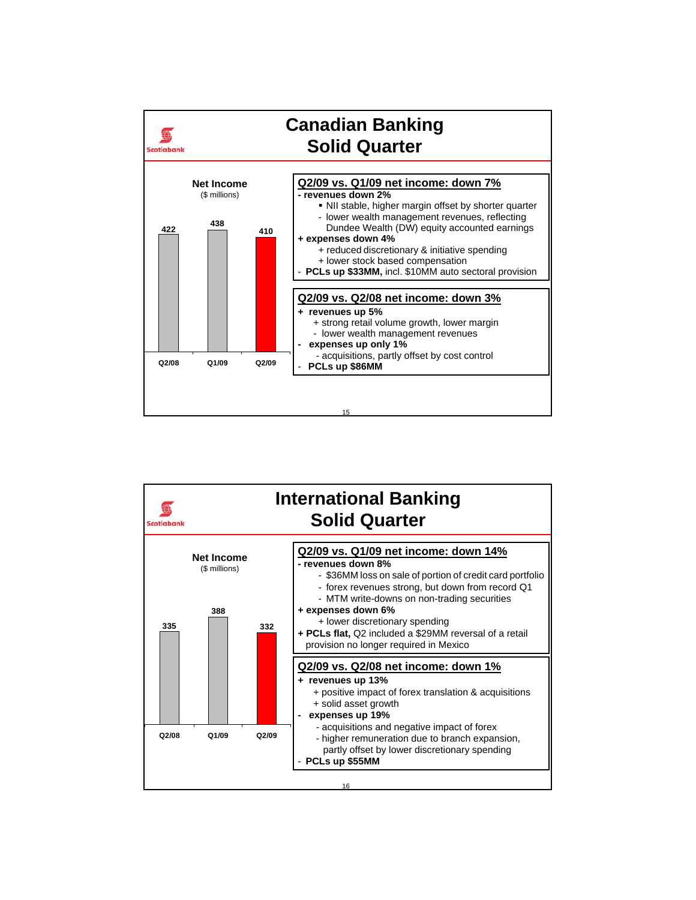# Canadian Banking Solid Quarter

**Net Income** ($ millions)

| Q2/08 | Q1/09 | Q2/09 |
|---|---|---|
| 422 | 438 | 410 |

**Q2/09 vs. Q1/09 net income: down 7%**

- **revenues down 2%**
  - ▪ NII stable, higher margin offset by shorter quarter
  - \- lower wealth management revenues, reflecting Dundee Wealth (DW) equity accounted earnings
- \+ **expenses down 4%**
  - \+ reduced discretionary & initiative spending
  - \+ lower stock based compensation
- \- **PCLs up $33MM,** incl. $10MM auto sectoral provision

**Q2/09 vs. Q2/08 net income: down 3%**

- \+ **revenues up 5%**
  - \+ strong retail volume growth, lower margin
  - \- lower wealth management revenues
- \- **expenses up only 1%**
  - \- acquisitions, partly offset by cost control
- \- **PCLs up $86MM**

# International Banking Solid Quarter

**Net Income** ($ millions)

| Q2/08 | Q1/09 | Q2/09 |
|---|---|---|
| 335 | 388 | 332 |

**Q2/09 vs. Q1/09 net income: down 14%**

- **revenues down 8%**
  - \- $36MM loss on sale of portion of credit card portfolio
  - \- forex revenues strong, but down from record Q1
  - \- MTM write-downs on non-trading securities
- \+ **expenses down 6%**
  - \+ lower discretionary spending
- \+ **PCLs flat,** Q2 included a $29MM reversal of a retail provision no longer required in Mexico

**Q2/09 vs. Q2/08 net income: down 1%**

- \+ **revenues up 13%**
  - \+ positive impact of forex translation & acquisitions
  - \+ solid asset growth
- \- **expenses up 19%**
  - \- acquisitions and negative impact of forex
  - \- higher remuneration due to branch expansion, partly offset by lower discretionary spending
- \- **PCLs up $55MM**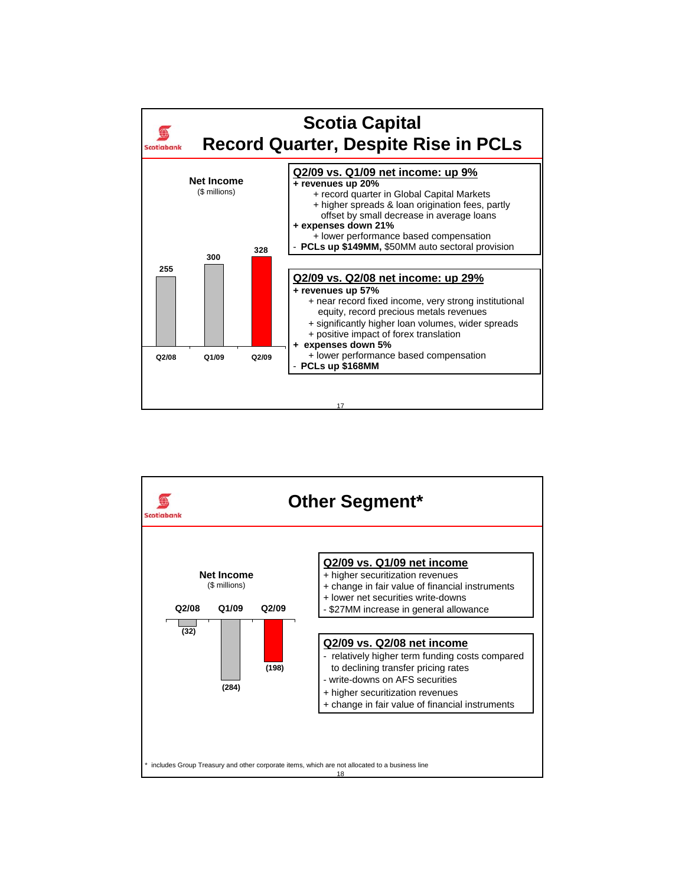## Scotia Capital
## Record Quarter, Despite Rise in PCLs

**Net Income** ($ millions)

| Q2/08 | Q1/09 | Q2/09 |
|---|---|---|
| 255 | 300 | 328 |

**Q2/09 vs. Q1/09 net income: up 9%**

**+ revenues up 20%**
- + record quarter in Global Capital Markets
- + higher spreads & loan origination fees, partly offset by small decrease in average loans

**+ expenses down 21%**
- + lower performance based compensation

- **PCLs up $149MM,** $50MM auto sectoral provision

**Q2/09 vs. Q2/08 net income: up 29%**

**+ revenues up 57%**
- + near record fixed income, very strong institutional equity, record precious metals revenues
- + significantly higher loan volumes, wider spreads
- + positive impact of forex translation

**+ expenses down 5%**
- + lower performance based compensation

- **PCLs up $168MM**

## Other Segment*

**Net Income** ($ millions)

| Q2/08 | Q1/09 | Q2/09 |
|---|---|---|
| (32) | (284) | (198) |

**Q2/09 vs. Q1/09 net income**
- + higher securitization revenues
- + change in fair value of financial instruments
- + lower net securities write-downs
- - $27MM increase in general allowance

**Q2/09 vs. Q2/08 net income**
- - relatively higher term funding costs compared to declining transfer pricing rates
- - write-downs on AFS securities
- + higher securitization revenues
- + change in fair value of financial instruments

\* includes Group Treasury and other corporate items, which are not allocated to a business line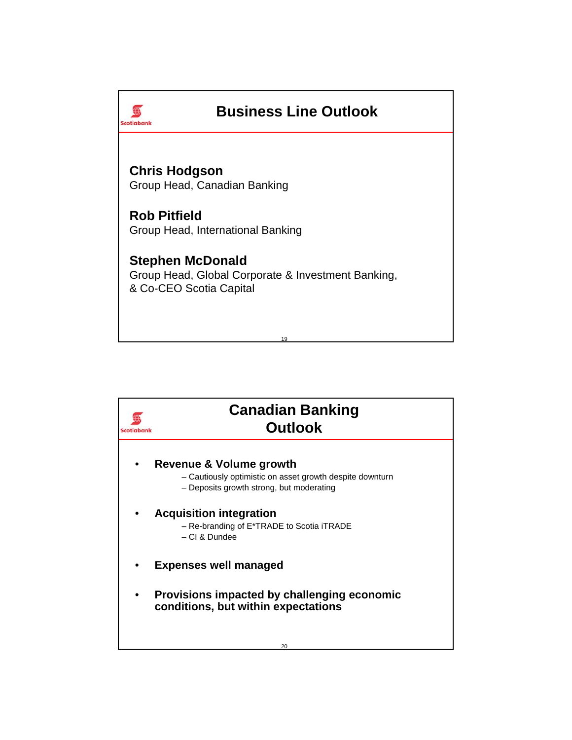# Business Line Outlook

**Chris Hodgson**
Group Head, Canadian Banking

**Rob Pitfield**
Group Head, International Banking

**Stephen McDonald**
Group Head, Global Corporate & Investment Banking, & Co-CEO Scotia Capital

# Canadian Banking Outlook

- **Revenue & Volume growth**
  - Cautiously optimistic on asset growth despite downturn
  - Deposits growth strong, but moderating
- **Acquisition integration**
  - Re-branding of E*TRADE to Scotia iTRADE
  - CI & Dundee
- **Expenses well managed**
- **Provisions impacted by challenging economic conditions, but within expectations**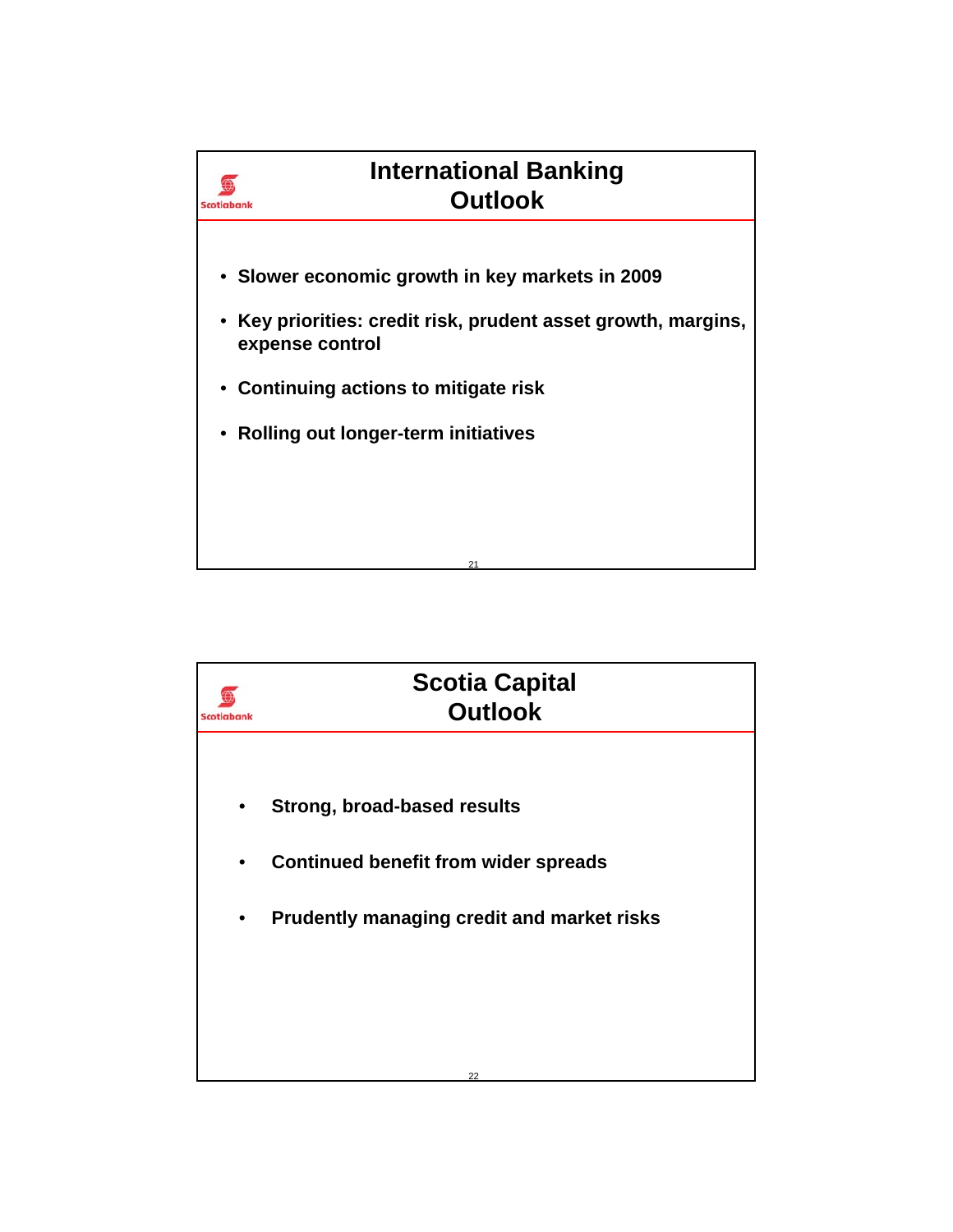## International Banking Outlook

- Slower economic growth in key markets in 2009
- Key priorities: credit risk, prudent asset growth, margins, expense control
- Continuing actions to mitigate risk
- Rolling out longer-term initiatives

## Scotia Capital Outlook

- Strong, broad-based results
- Continued benefit from wider spreads
- Prudently managing credit and market risks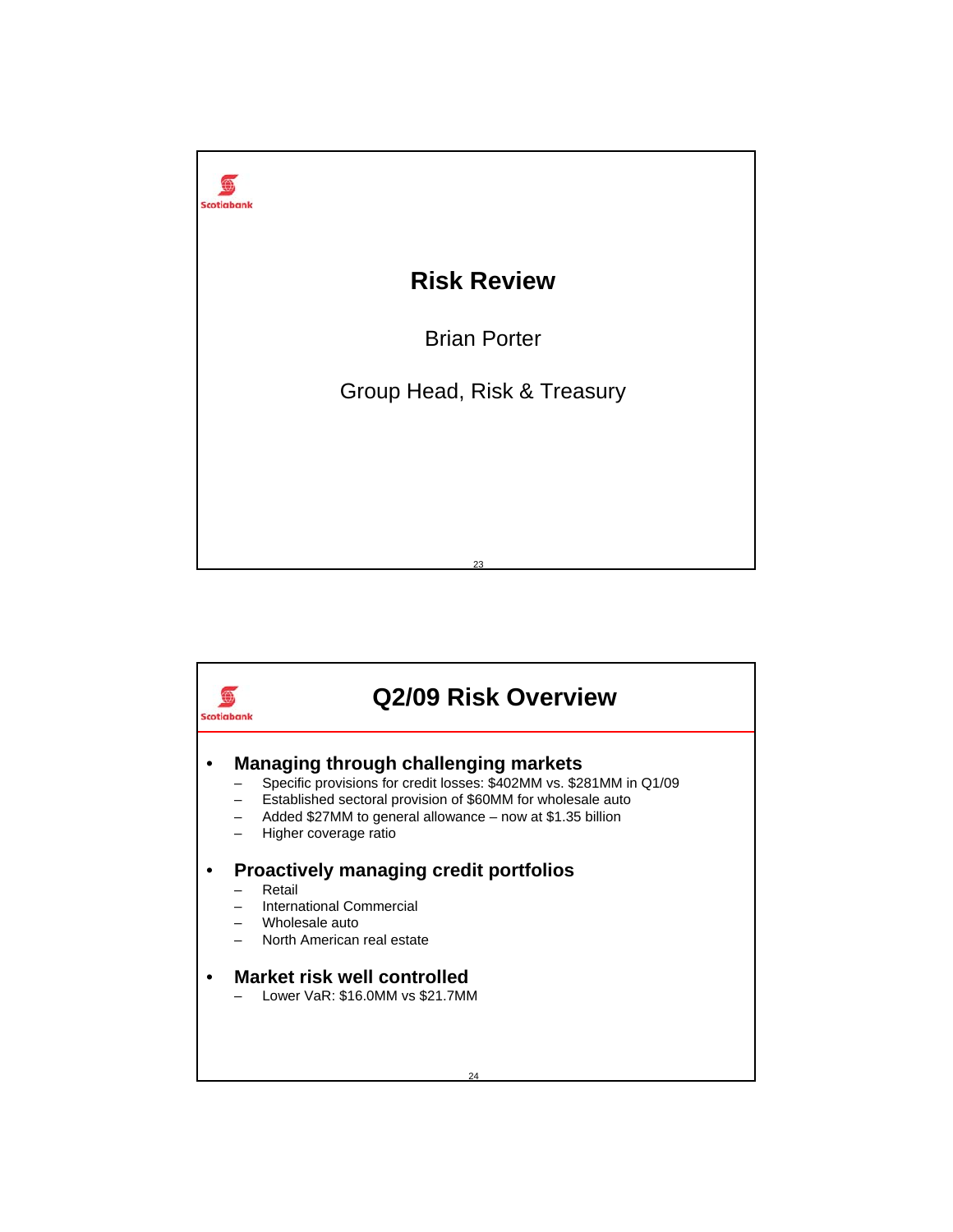# Risk Review

Brian Porter

Group Head, Risk & Treasury

# Q2/09 Risk Overview

- **Managing through challenging markets**
  - Specific provisions for credit losses: $402MM vs. $281MM in Q1/09
  - Established sectoral provision of $60MM for wholesale auto
  - Added $27MM to general allowance – now at $1.35 billion
  - Higher coverage ratio
- **Proactively managing credit portfolios**
  - Retail
  - International Commercial
  - Wholesale auto
  - North American real estate
- **Market risk well controlled**
  - Lower VaR: $16.0MM vs $21.7MM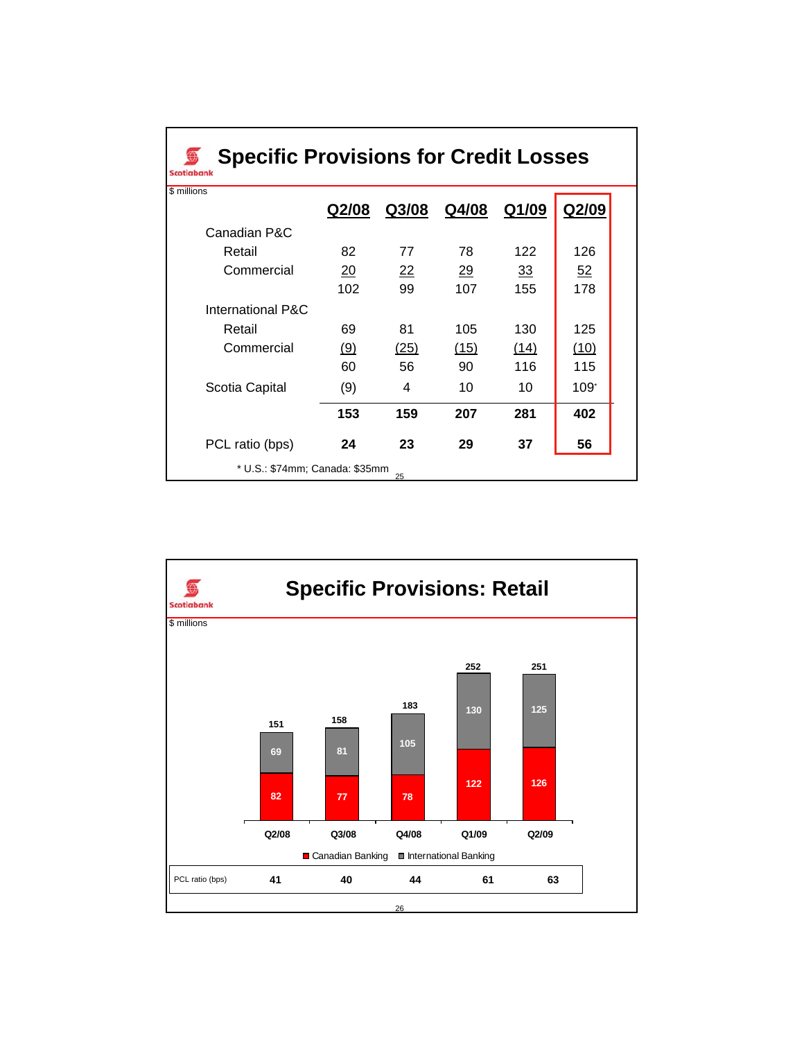# Specific Provisions for Credit Losses

$ millions

| | Q2/08 | Q3/08 | Q4/08 | Q1/09 | Q2/09 |
|---|---|---|---|---|---|
| Canadian P&C | | | | | |
| Retail | 82 | 77 | 78 | 122 | 126 |
| Commercial | 20 | 22 | 29 | 33 | 52 |
| | 102 | 99 | 107 | 155 | 178 |
| International P&C | | | | | |
| Retail | 69 | 81 | 105 | 130 | 125 |
| Commercial | (9) | (25) | (15) | (14) | (10) |
| | 60 | 56 | 90 | 116 | 115 |
| Scotia Capital | (9) | 4 | 10 | 10 | 109* |
| | **153** | **159** | **207** | **281** | **402** |
| PCL ratio (bps) | **24** | **23** | **29** | **37** | **56** |

* U.S.: $74mm; Canada: $35mm

# Specific Provisions: Retail

$ millions

| | Q2/08 | Q3/08 | Q4/08 | Q1/09 | Q2/09 |
|---|---|---|---|---|---|
| Canadian Banking | 82 | 77 | 78 | 122 | 126 |
| International Banking | 69 | 81 | 105 | 130 | 125 |
| Total | 151 | 158 | 183 | 252 | 251 |
| PCL ratio (bps) | 41 | 40 | 44 | 61 | 63 |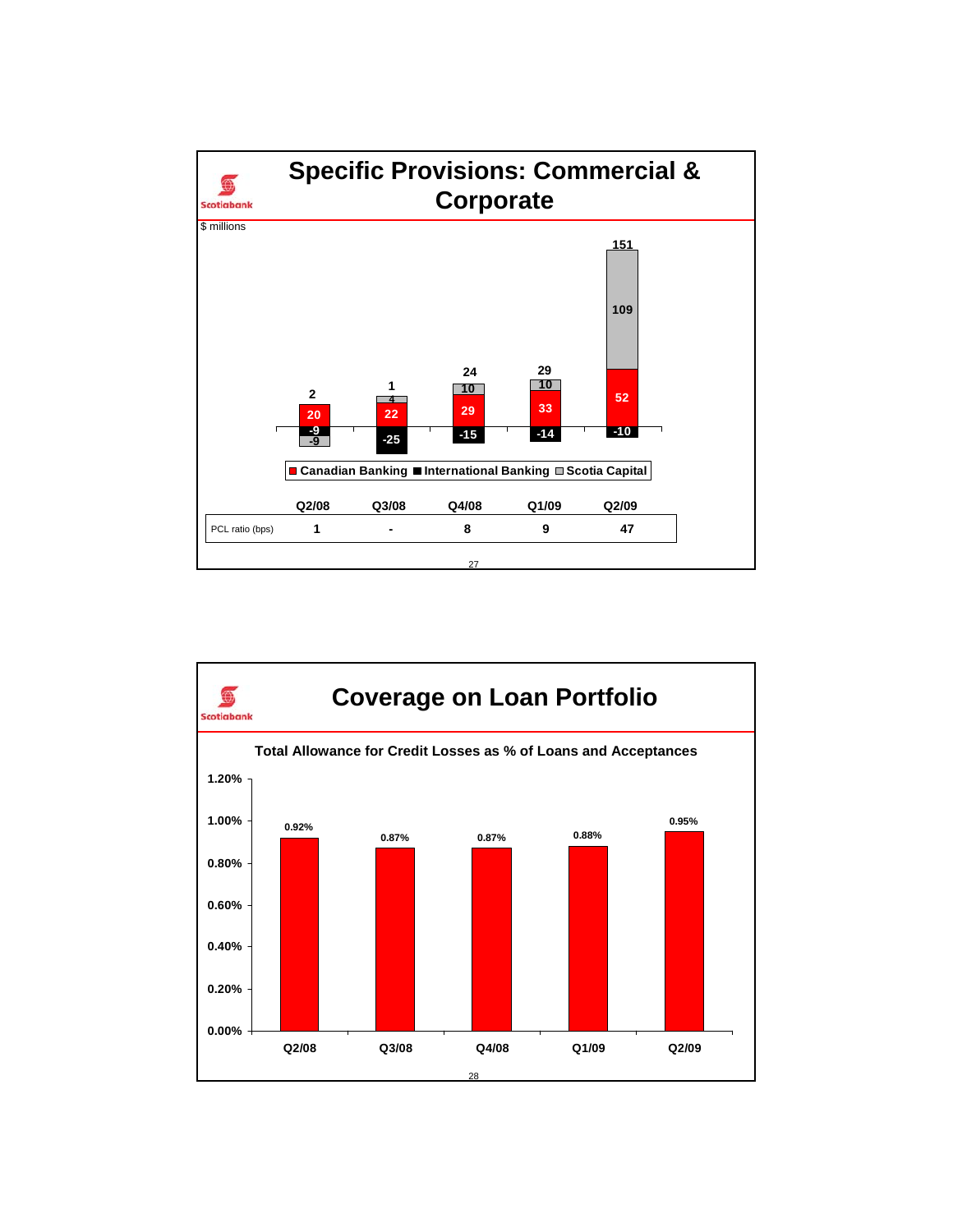## Specific Provisions: Commercial & Corporate

$ millions

| | Q2/08 | Q3/08 | Q4/08 | Q1/09 | Q2/09 |
|---|---|---|---|---|---|
| Canadian Banking | 20 | 22 | 29 | 33 | 52 |
| International Banking | -9 | -25 | -15 | -14 | -10 |
| Scotia Capital | -9 | 4 | 10 | 10 | 109 |
| Total | 2 | 1 | 24 | 29 | 151 |

| | Q2/08 | Q3/08 | Q4/08 | Q1/09 | Q2/09 |
|---|---|---|---|---|---|
| PCL ratio (bps) | 1 | - | 8 | 9 | 47 |

## Coverage on Loan Portfolio

**Total Allowance for Credit Losses as % of Loans and Acceptances**

| Q2/08 | Q3/08 | Q4/08 | Q1/09 | Q2/09 |
|---|---|---|---|---|
| 0.92% | 0.87% | 0.87% | 0.88% | 0.95% |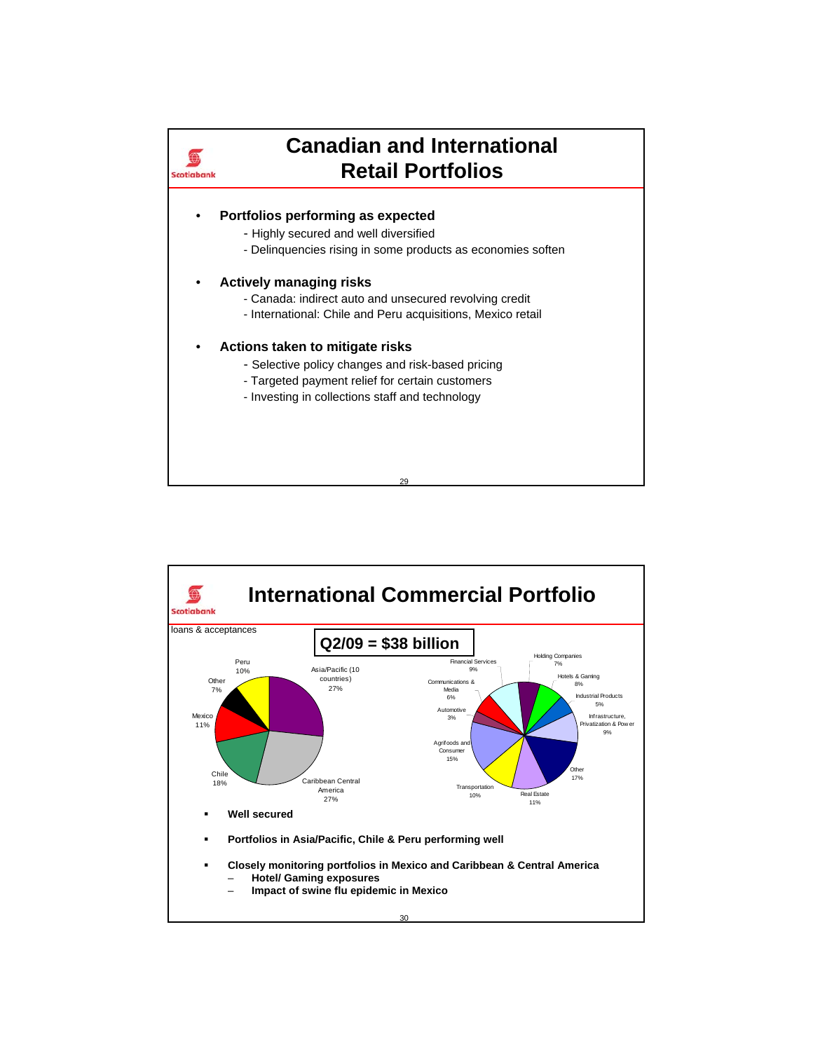# Canadian and International Retail Portfolios

- **Portfolios performing as expected**
  - Highly secured and well diversified
  - Delinquencies rising in some products as economies soften
- **Actively managing risks**
  - Canada: indirect auto and unsecured revolving credit
  - International: Chile and Peru acquisitions, Mexico retail
- **Actions taken to mitigate risks**
  - Selective policy changes and risk-based pricing
  - Targeted payment relief for certain customers
  - Investing in collections staff and technology

# International Commercial Portfolio

loans & acceptances

**Q2/09 = $38 billion**

| Region | % |
|---|---|
| Asia/Pacific (10 countries) | 27% |
| Caribbean Central America | 27% |
| Chile | 18% |
| Mexico | 11% |
| Other | 7% |
| Peru | 10% |

| Industry | % |
|---|---|
| Holding Companies | 7% |
| Hotels & Gaming | 8% |
| Industrial Products | 5% |
| Infrastructure, Privatization & Power | 9% |
| Other | 17% |
| Real Estate | 11% |
| Transportation | 10% |
| Agrifoods and Consumer | 15% |
| Automotive | 3% |
| Communications & Media | 6% |
| Financial Services | 9% |

- **Well secured**
- **Portfolios in Asia/Pacific, Chile & Peru performing well**
- **Closely monitoring portfolios in Mexico and Caribbean & Central America**
  - **Hotel/ Gaming exposures**
  - **Impact of swine flu epidemic in Mexico**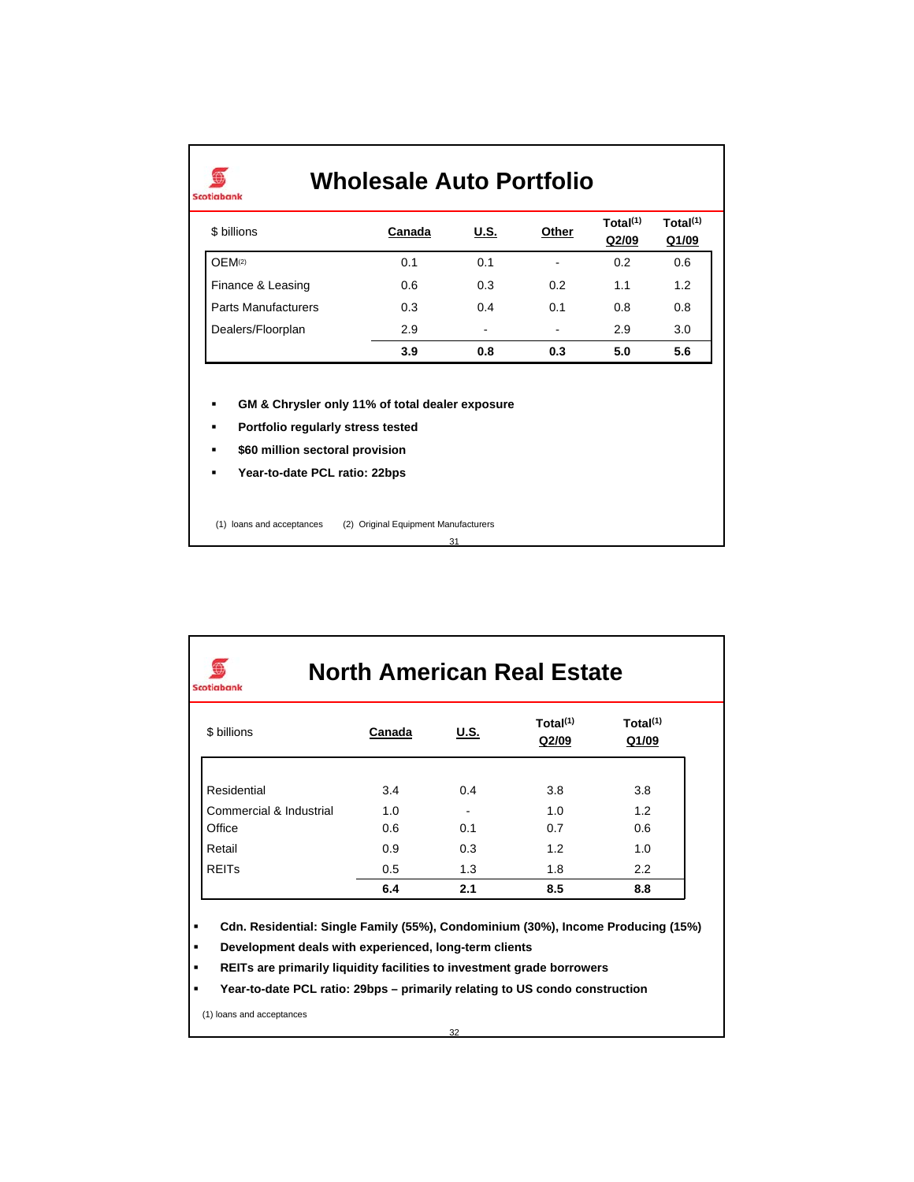## Wholesale Auto Portfolio

| $ billions | Canada | U.S. | Other | Total[1] Q2/09 | Total[1] Q1/09 |
|---|---|---|---|---|---|
| OEM[2] | 0.1 | 0.1 | - | 0.2 | 0.6 |
| Finance & Leasing | 0.6 | 0.3 | 0.2 | 1.1 | 1.2 |
| Parts Manufacturers | 0.3 | 0.4 | 0.1 | 0.8 | 0.8 |
| Dealers/Floorplan | 2.9 | - | - | 2.9 | 3.0 |
| | **3.9** | **0.8** | **0.3** | **5.0** | **5.6** |

- **GM & Chrysler only 11% of total dealer exposure**
- **Portfolio regularly stress tested**
- **$60 million sectoral provision**
- **Year-to-date PCL ratio: 22bps**

(1) loans and acceptances (2) Original Equipment Manufacturers

## North American Real Estate

| $ billions | Canada | U.S. | Total[1] Q2/09 | Total[1] Q1/09 |
|---|---|---|---|---|
| Residential | 3.4 | 0.4 | 3.8 | 3.8 |
| Commercial & Industrial | 1.0 | - | 1.0 | 1.2 |
| Office | 0.6 | 0.1 | 0.7 | 0.6 |
| Retail | 0.9 | 0.3 | 1.2 | 1.0 |
| REITs | 0.5 | 1.3 | 1.8 | 2.2 |
| | **6.4** | **2.1** | **8.5** | **8.8** |

- **Cdn. Residential: Single Family (55%), Condominium (30%), Income Producing (15%)**
- **Development deals with experienced, long-term clients**
- **REITs are primarily liquidity facilities to investment grade borrowers**
- **Year-to-date PCL ratio: 29bps – primarily relating to US condo construction**

(1) loans and acceptances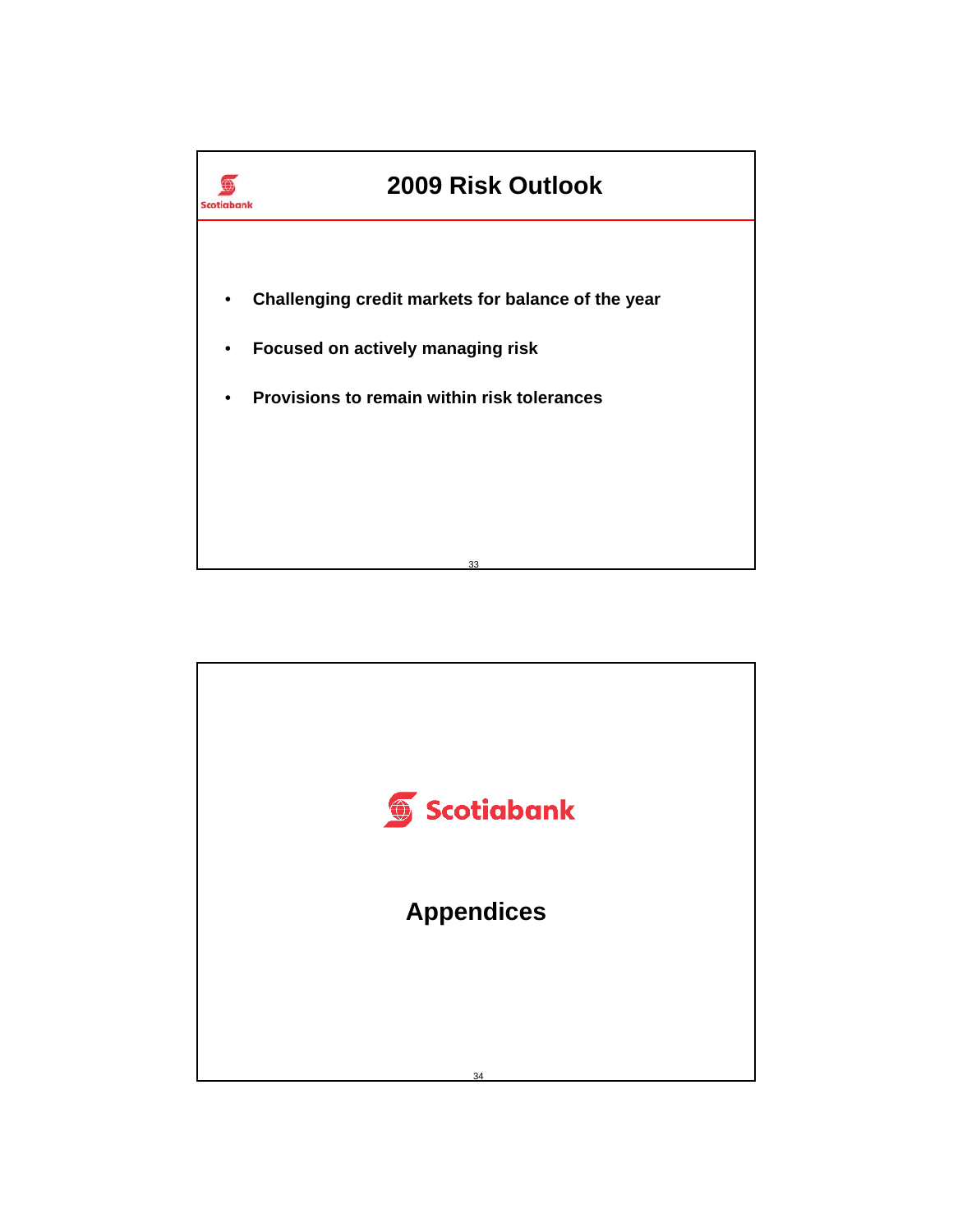## 2009 Risk Outlook

- Challenging credit markets for balance of the year
- Focused on actively managing risk
- Provisions to remain within risk tolerances

Scotiabank

## Appendices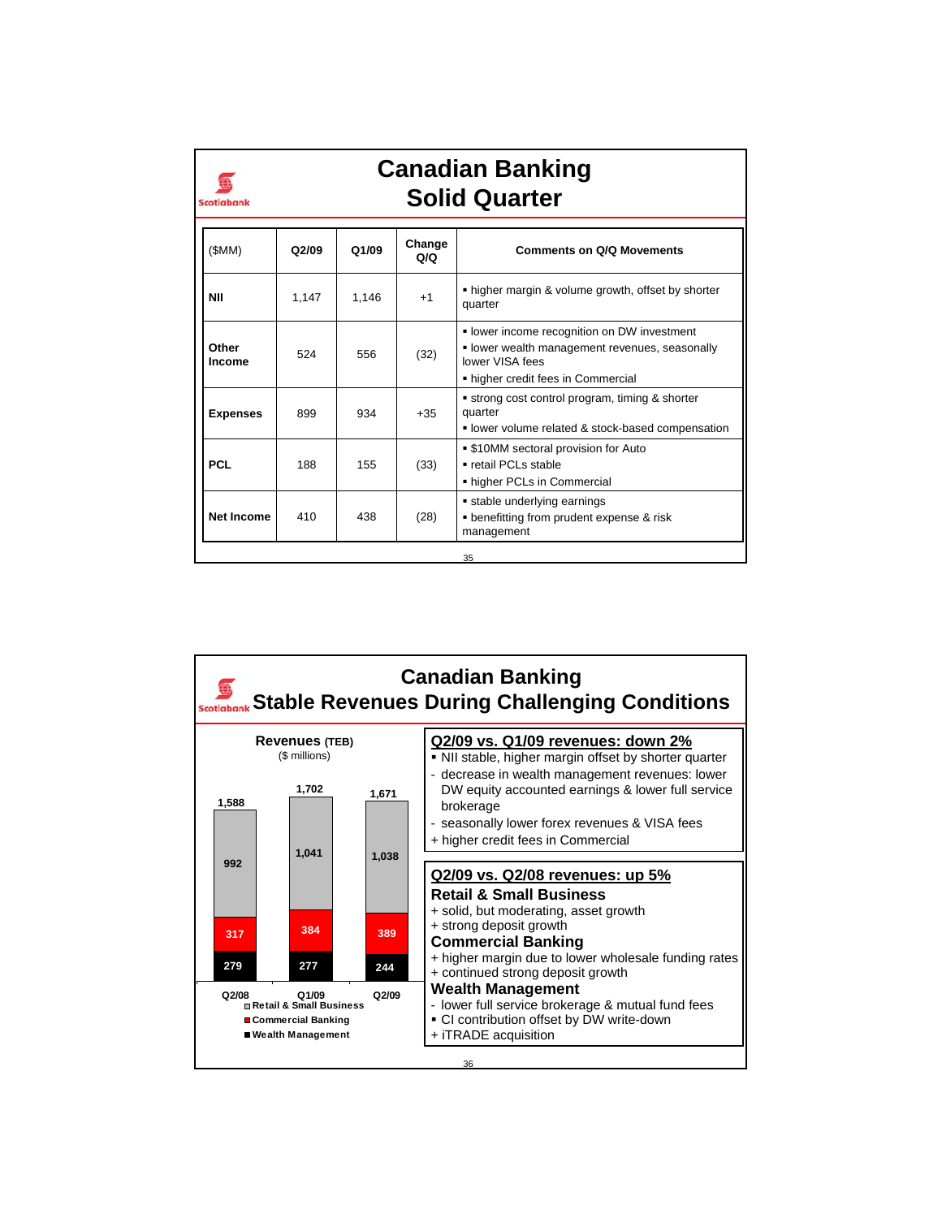# Canadian Banking
## Solid Quarter

| ($MM) | Q2/09 | Q1/09 | Change Q/Q | Comments on Q/Q Movements |
|---|---|---|---|---|
| **NII** | 1,147 | 1,146 | +1 | ▪ higher margin & volume growth, offset by shorter quarter |
| **Other Income** | 524 | 556 | (32) | ▪ lower income recognition on DW investment<br>▪ lower wealth management revenues, seasonally lower VISA fees<br>▪ higher credit fees in Commercial |
| **Expenses** | 899 | 934 | +35 | ▪ strong cost control program, timing & shorter quarter<br>▪ lower volume related & stock-based compensation |
| **PCL** | 188 | 155 | (33) | ▪ $10MM sectoral provision for Auto<br>▪ retail PCLs stable<br>▪ higher PCLs in Commercial |
| **Net Income** | 410 | 438 | (28) | ▪ stable underlying earnings<br>▪ benefitting from prudent expense & risk management |

# Canadian Banking
## Stable Revenues During Challenging Conditions

**Revenues (TEB)**
($ millions)

| | Q2/08 | Q1/09 | Q2/09 |
|---|---|---|---|
| Retail & Small Business | 992 | 1,041 | 1,038 |
| Commercial Banking | 317 | 384 | 389 |
| Wealth Management | 279 | 277 | 244 |
| **Total** | 1,588 | 1,702 | 1,671 |

**Q2/09 vs. Q1/09 revenues: down 2%**

- ▪ NII stable, higher margin offset by shorter quarter
- \- decrease in wealth management revenues: lower DW equity accounted earnings & lower full service brokerage
- \- seasonally lower forex revenues & VISA fees
- \+ higher credit fees in Commercial

**Q2/09 vs. Q2/08 revenues: up 5%**

**Retail & Small Business**
- \+ solid, but moderating, asset growth
- \+ strong deposit growth

**Commercial Banking**
- \+ higher margin due to lower wholesale funding rates
- \+ continued strong deposit growth

**Wealth Management**
- \- lower full service brokerage & mutual fund fees
- ▪ CI contribution offset by DW write-down
- \+ iTRADE acquisition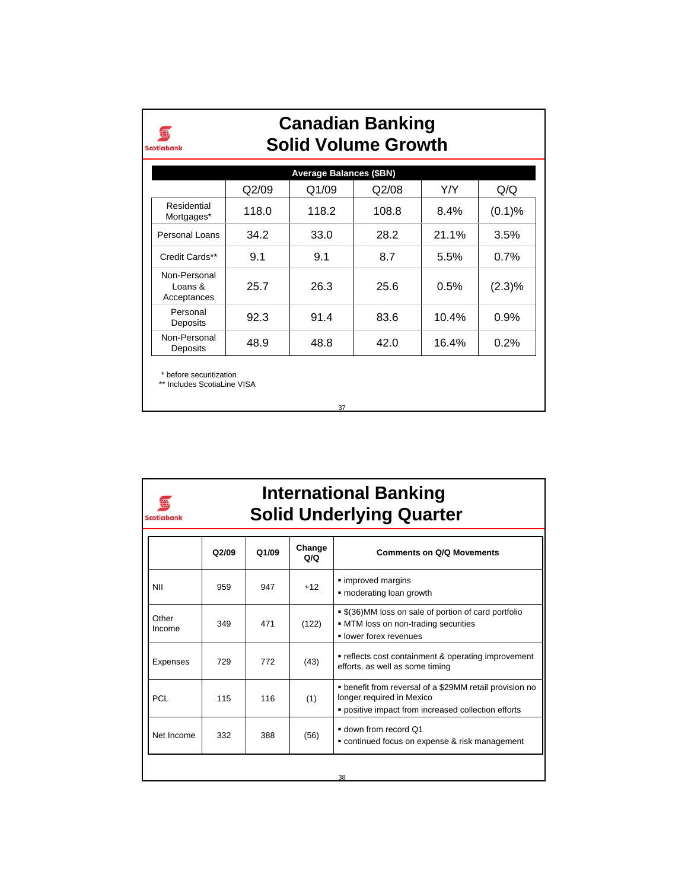# Canadian Banking
## Solid Volume Growth

| Average Balances ($BN) | Q2/09 | Q1/09 | Q2/08 | Y/Y | Q/Q |
|---|---|---|---|---|---|
| Residential Mortgages* | 118.0 | 118.2 | 108.8 | 8.4% | (0.1)% |
| Personal Loans | 34.2 | 33.0 | 28.2 | 21.1% | 3.5% |
| Credit Cards** | 9.1 | 9.1 | 8.7 | 5.5% | 0.7% |
| Non-Personal Loans & Acceptances | 25.7 | 26.3 | 25.6 | 0.5% | (2.3)% |
| Personal Deposits | 92.3 | 91.4 | 83.6 | 10.4% | 0.9% |
| Non-Personal Deposits | 48.9 | 48.8 | 42.0 | 16.4% | 0.2% |

\* before securitization
** Includes ScotiaLine VISA

# International Banking
## Solid Underlying Quarter

| | Q2/09 | Q1/09 | Change Q/Q | Comments on Q/Q Movements |
|---|---|---|---|---|
| NII | 959 | 947 | +12 | ▪ improved margins<br>▪ moderating loan growth |
| Other Income | 349 | 471 | (122) | ▪ $(36)MM loss on sale of portion of card portfolio<br>▪ MTM loss on non-trading securities<br>▪ lower forex revenues |
| Expenses | 729 | 772 | (43) | ▪ reflects cost containment & operating improvement efforts, as well as some timing |
| PCL | 115 | 116 | (1) | ▪ benefit from reversal of a $29MM retail provision no longer required in Mexico<br>▪ positive impact from increased collection efforts |
| Net Income | 332 | 388 | (56) | ▪ down from record Q1<br>▪ continued focus on expense & risk management |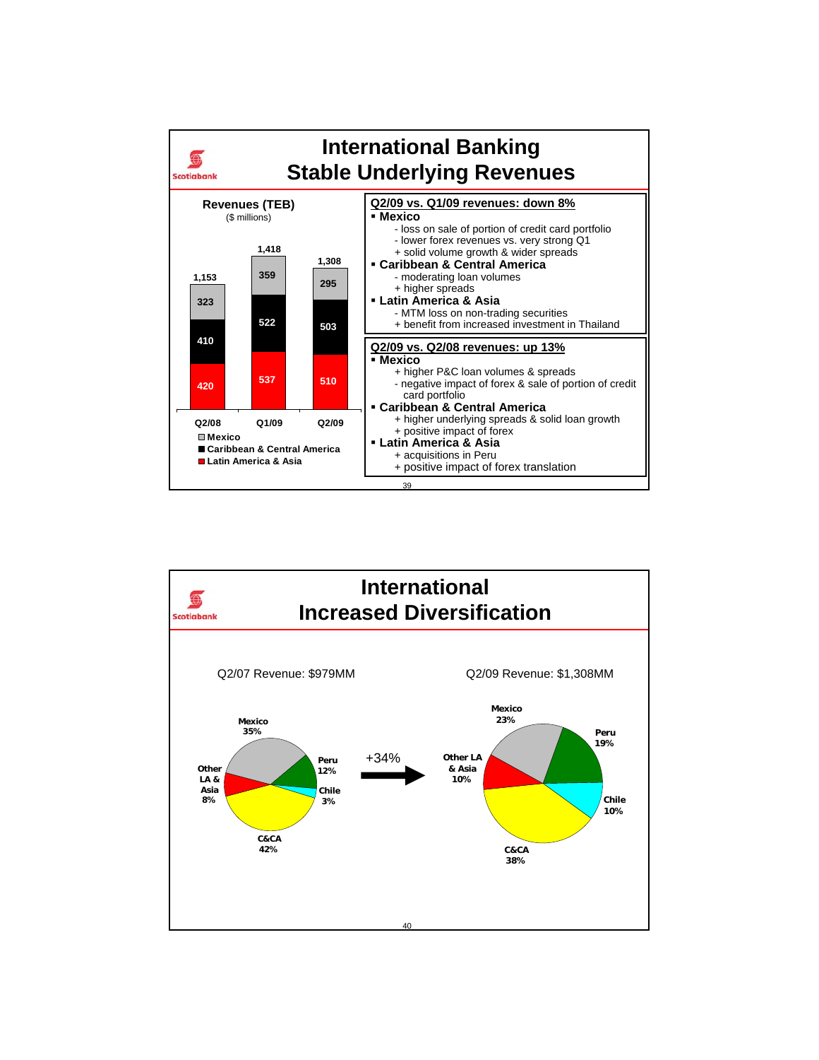# International Banking
## Stable Underlying Revenues

**Revenues (TEB)**
($ millions)

| | Q2/08 | Q1/09 | Q2/09 |
|---|---|---|---|
| Mexico | 323 | 359 | 295 |
| Caribbean & Central America | 410 | 522 | 503 |
| Latin America & Asia | 420 | 537 | 510 |
| Total | 1,153 | 1,418 | 1,308 |

**Q2/09 vs. Q1/09 revenues: down 8%**

- **Mexico**
  - \- loss on sale of portion of credit card portfolio
  - \- lower forex revenues vs. very strong Q1
  - \+ solid volume growth & wider spreads
- **Caribbean & Central America**
  - \- moderating loan volumes
  - \+ higher spreads
- **Latin America & Asia**
  - \- MTM loss on non-trading securities
  - \+ benefit from increased investment in Thailand

**Q2/09 vs. Q2/08 revenues: up 13%**

- **Mexico**
  - \+ higher P&C loan volumes & spreads
  - \- negative impact of forex & sale of portion of credit card portfolio
- **Caribbean & Central America**
  - \+ higher underlying spreads & solid loan growth
  - \+ positive impact of forex
- **Latin America & Asia**
  - \+ acquisitions in Peru
  - \+ positive impact of forex translation

# International
## Increased Diversification

| | Q2/07 Revenue: $979MM | Q2/09 Revenue: $1,308MM |
|---|---|---|
| Mexico | 35% | 23% |
| Peru | 12% | 19% |
| Chile | 3% | 10% |
| C&CA | 42% | 38% |
| Other LA & Asia | 8% | 10% |

+34%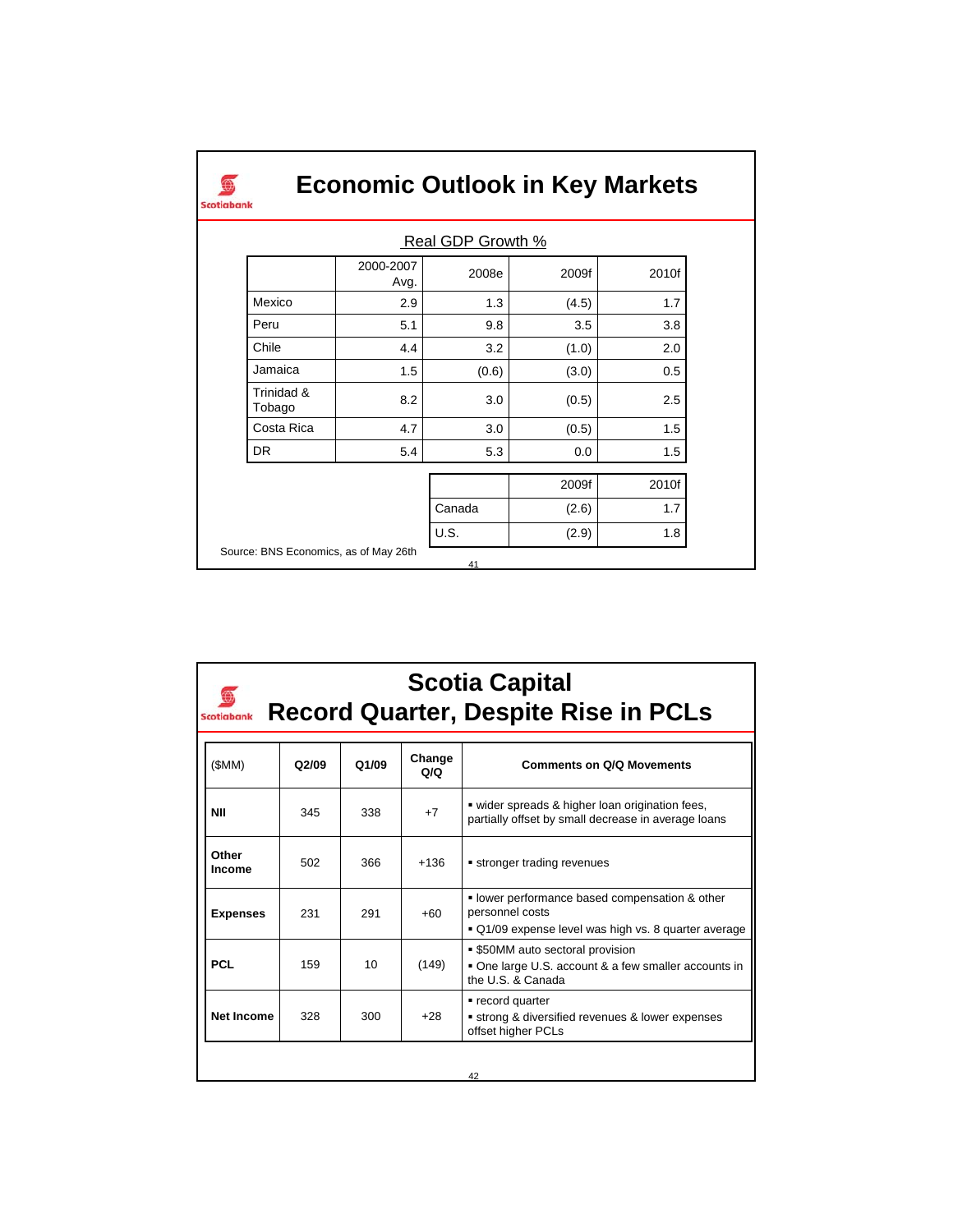# Economic Outlook in Key Markets

Real GDP Growth %

| | 2000-2007 Avg. | 2008e | 2009f | 2010f |
|---|---|---|---|---|
| Mexico | 2.9 | 1.3 | (4.5) | 1.7 |
| Peru | 5.1 | 9.8 | 3.5 | 3.8 |
| Chile | 4.4 | 3.2 | (1.0) | 2.0 |
| Jamaica | 1.5 | (0.6) | (3.0) | 0.5 |
| Trinidad & Tobago | 8.2 | 3.0 | (0.5) | 2.5 |
| Costa Rica | 4.7 | 3.0 | (0.5) | 1.5 |
| DR | 5.4 | 5.3 | 0.0 | 1.5 |

| | 2009f | 2010f |
|---|---|---|
| Canada | (2.6) | 1.7 |
| U.S. | (2.9) | 1.8 |

Source: BNS Economics, as of May 26th

# Scotia Capital
## Record Quarter, Despite Rise in PCLs

| ($MM) | Q2/09 | Q1/09 | Change Q/Q | Comments on Q/Q Movements |
|---|---|---|---|---|
| **NII** | 345 | 338 | +7 | ▪ wider spreads & higher loan origination fees, partially offset by small decrease in average loans |
| **Other Income** | 502 | 366 | +136 | ▪ stronger trading revenues |
| **Expenses** | 231 | 291 | +60 | ▪ lower performance based compensation & other personnel costs ▪ Q1/09 expense level was high vs. 8 quarter average |
| **PCL** | 159 | 10 | (149) | ▪ $50MM auto sectoral provision ▪ One large U.S. account & a few smaller accounts in the U.S. & Canada |
| **Net Income** | 328 | 300 | +28 | ▪ record quarter ▪ strong & diversified revenues & lower expenses offset higher PCLs |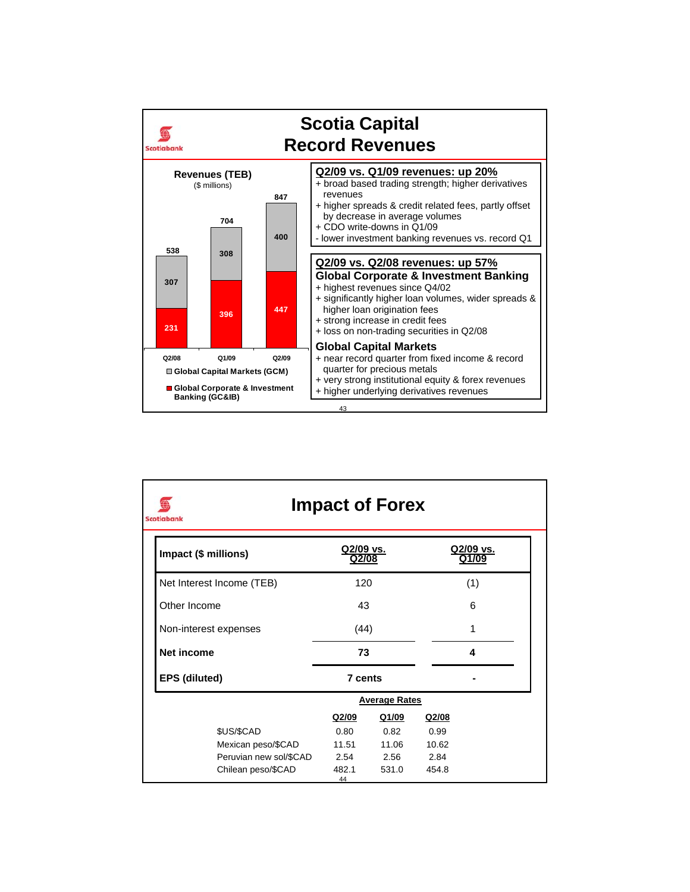# Scotia Capital Record Revenues

**Revenues (TEB)**
($ millions)

| | Q2/08 | Q1/09 | Q2/09 |
|---|---|---|---|
| Global Capital Markets (GCM) | 307 | 308 | 400 |
| Global Corporate & Investment Banking (GC&IB) | 231 | 396 | 447 |
| Total | 538 | 704 | 847 |

**Q2/09 vs. Q1/09 revenues: up 20%**

+ broad based trading strength; higher derivatives revenues
+ higher spreads & credit related fees, partly offset by decrease in average volumes
+ CDO write-downs in Q1/09
- lower investment banking revenues vs. record Q1

**Q2/09 vs. Q2/08 revenues: up 57%**

**Global Corporate & Investment Banking**

+ highest revenues since Q4/02
+ significantly higher loan volumes, wider spreads & higher loan origination fees
+ strong increase in credit fees
+ loss on non-trading securities in Q2/08

**Global Capital Markets**

+ near record quarter from fixed income & record quarter for precious metals
+ very strong institutional equity & forex revenues
+ higher underlying derivatives revenues

# Impact of Forex

| Impact ($ millions) | Q2/09 vs. Q2/08 | Q2/09 vs. Q1/09 |
|---|---|---|
| Net Interest Income (TEB) | 120 | (1) |
| Other Income | 43 | 6 |
| Non-interest expenses | (44) | 1 |
| **Net income** | **73** | **4** |
| **EPS (diluted)** | **7 cents** | **-** |

**Average Rates**

| | Q2/09 | Q1/09 | Q2/08 |
|---|---|---|---|
| $US/$CAD | 0.80 | 0.82 | 0.99 |
| Mexican peso/$CAD | 11.51 | 11.06 | 10.62 |
| Peruvian new sol/$CAD | 2.54 | 2.56 | 2.84 |
| Chilean peso/$CAD | 482.1 | 531.0 | 454.8 |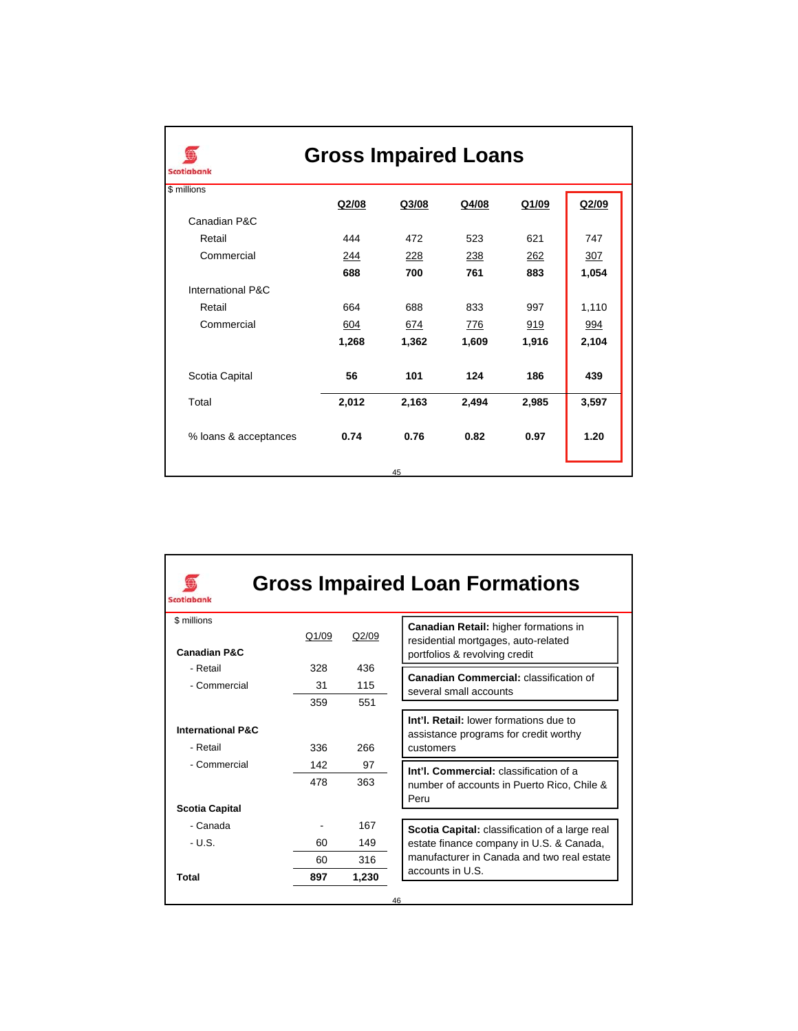## Gross Impaired Loans

$ millions

| | Q2/08 | Q3/08 | Q4/08 | Q1/09 | Q2/09 |
|---|---|---|---|---|---|
| Canadian P&C | | | | | |
| Retail | 444 | 472 | 523 | 621 | 747 |
| Commercial | 244 | 228 | 238 | 262 | 307 |
| | **688** | **700** | **761** | **883** | **1,054** |
| International P&C | | | | | |
| Retail | 664 | 688 | 833 | 997 | 1,110 |
| Commercial | 604 | 674 | 776 | 919 | 994 |
| | **1,268** | **1,362** | **1,609** | **1,916** | **2,104** |
| Scotia Capital | **56** | **101** | **124** | **186** | **439** |
| Total | **2,012** | **2,163** | **2,494** | **2,985** | **3,597** |
| % loans & acceptances | **0.74** | **0.76** | **0.82** | **0.97** | **1.20** |

## Gross Impaired Loan Formations

$ millions

| | Q1/09 | Q2/09 |
|---|---|---|
| **Canadian P&C** | | |
| - Retail | 328 | 436 |
| - Commercial | 31 | 115 |
| | 359 | 551 |
| **International P&C** | | |
| - Retail | 336 | 266 |
| - Commercial | 142 | 97 |
| | 478 | 363 |
| **Scotia Capital** | | |
| - Canada | - | 167 |
| - U.S. | 60 | 149 |
| | 60 | 316 |
| **Total** | **897** | **1,230** |

**Canadian Retail:** higher formations in residential mortgages, auto-related portfolios & revolving credit

**Canadian Commercial:** classification of several small accounts

**Int'l. Retail:** lower formations due to assistance programs for credit worthy customers

**Int'l. Commercial:** classification of a number of accounts in Puerto Rico, Chile & Peru

**Scotia Capital:** classification of a large real estate finance company in U.S. & Canada, manufacturer in Canada and two real estate accounts in U.S.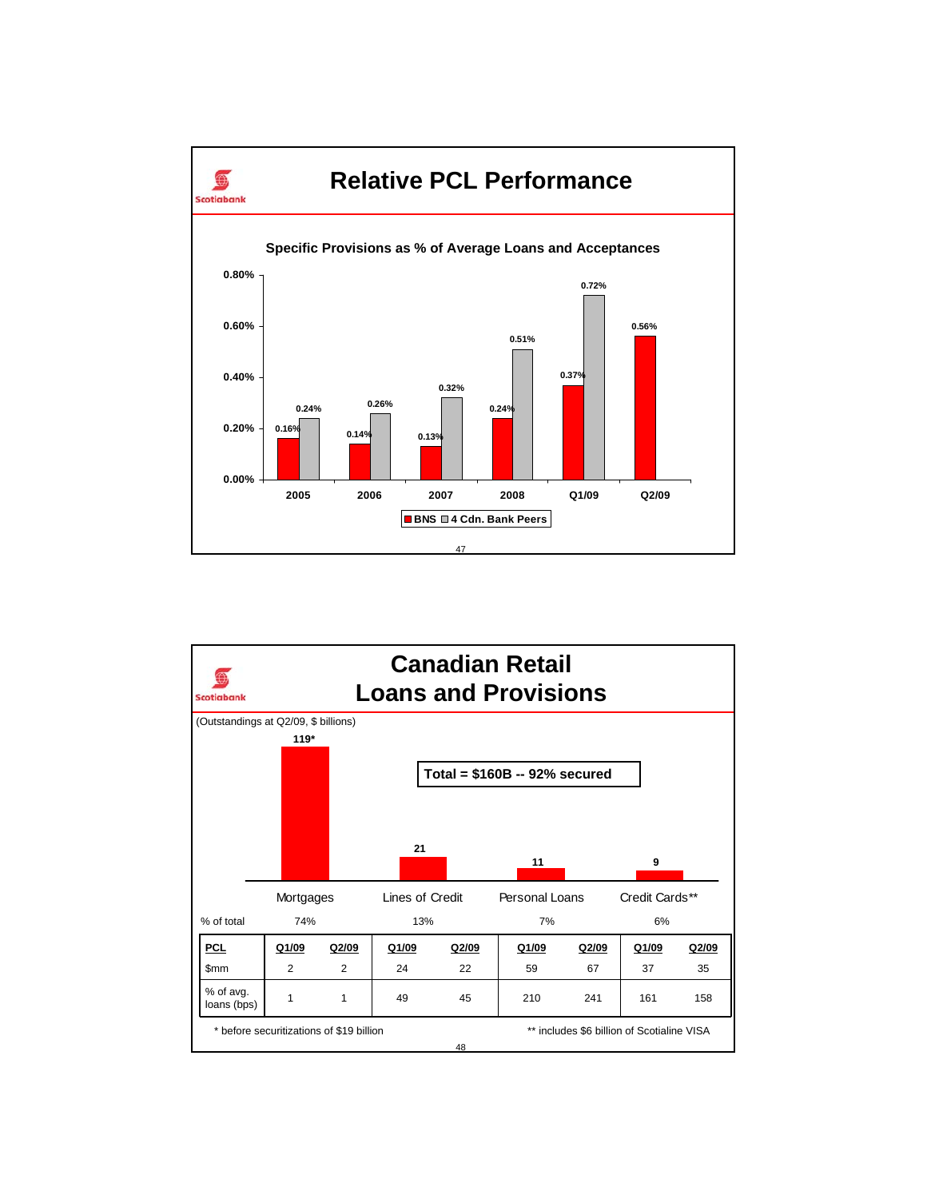# Relative PCL Performance

**Specific Provisions as % of Average Loans and Acceptances**

| | BNS | 4 Cdn. Bank Peers |
|---|---|---|
| 2005 | 0.16% | 0.24% |
| 2006 | 0.14% | 0.26% |
| 2007 | 0.13% | 0.32% |
| 2008 | 0.24% | 0.51% |
| Q1/09 | 0.37% | 0.72% |
| Q2/09 | 0.56% | |

# Canadian Retail Loans and Provisions

(Outstandings at Q2/09, $ billions)

**Total = $160B -- 92% secured**

| | Mortgages | Lines of Credit | Personal Loans | Credit Cards** |
|---|---|---|---|---|
| Outstandings ($ billions) | 119* | 21 | 11 | 9 |
| % of total | 74% | 13% | 7% | 6% |

| PCL | Mortgages Q1/09 | Mortgages Q2/09 | Lines of Credit Q1/09 | Lines of Credit Q2/09 | Personal Loans Q1/09 | Personal Loans Q2/09 | Credit Cards Q1/09 | Credit Cards Q2/09 |
|---|---|---|---|---|---|---|---|---|
| $mm | 2 | 2 | 24 | 22 | 59 | 67 | 37 | 35 |
| % of avg. loans (bps) | 1 | 1 | 49 | 45 | 210 | 241 | 161 | 158 |

* before securitizations of $19 billion

** includes $6 billion of Scotialine VISA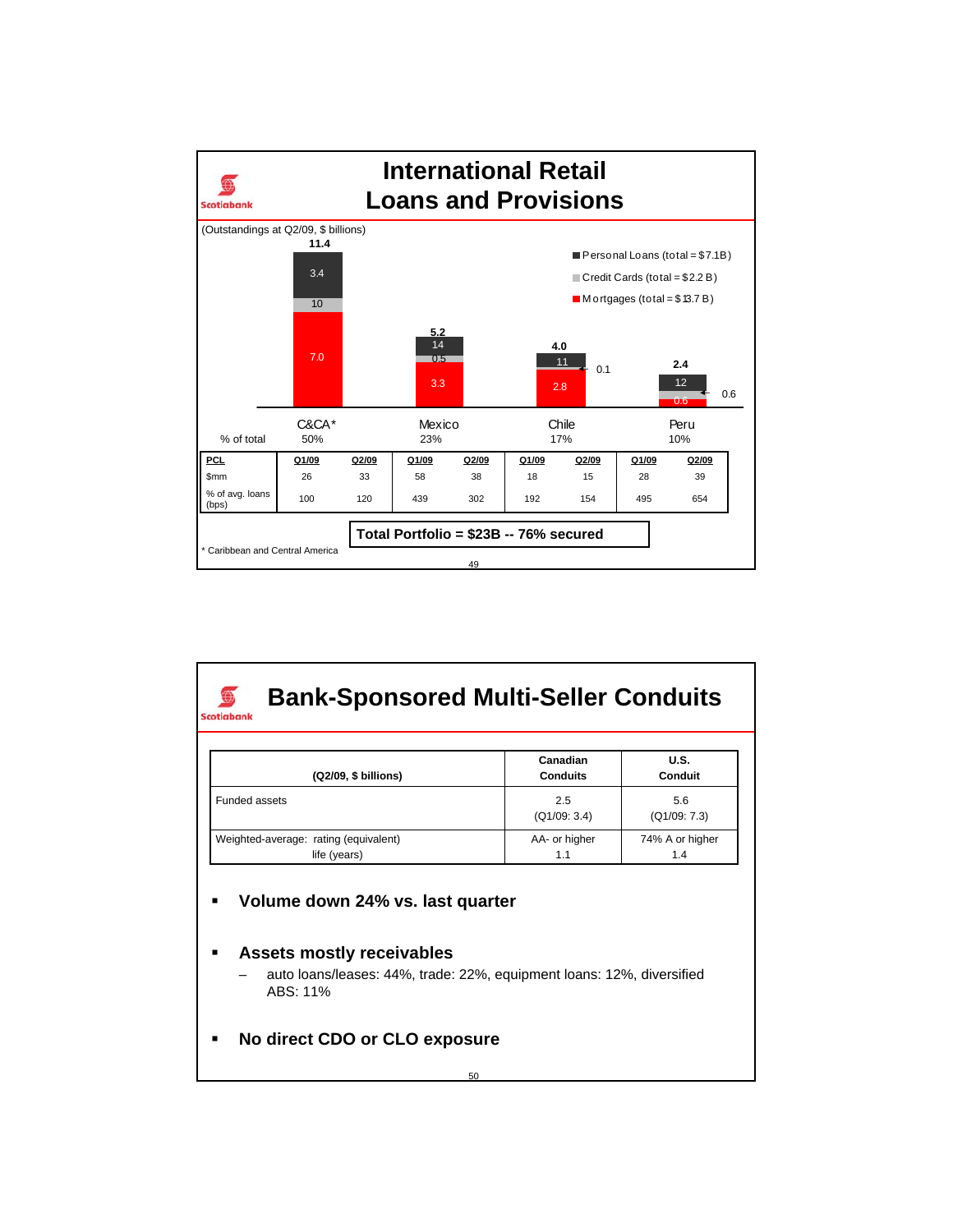# International Retail Loans and Provisions

(Outstandings at Q2/09, $ billions)

| | C&CA* | Mexico | Chile | Peru |
|---|---|---|---|---|
| Total | 11.4 | 5.2 | 4.0 | 2.4 |
| Personal Loans (total = $7.1B) | 3.4 | 1.4 | 1.1 | 1.2 |
| Credit Cards (total = $2.2 B) | 1.0 | 0.5 | 0.1 | 0.6 |
| Mortgages (total = $13.7 B) | 7.0 | 3.3 | 2.8 | 0.6 |
| % of total | 50% | 23% | 17% | 10% |

| PCL | C&CA* Q1/09 | C&CA* Q2/09 | Mexico Q1/09 | Mexico Q2/09 | Chile Q1/09 | Chile Q2/09 | Peru Q1/09 | Peru Q2/09 |
|---|---|---|---|---|---|---|---|---|
| $mm | 26 | 33 | 58 | 38 | 18 | 15 | 28 | 39 |
| % of avg. loans (bps) | 100 | 120 | 439 | 302 | 192 | 154 | 495 | 654 |

**Total Portfolio = $23B -- 76% secured**

* Caribbean and Central America

# Bank-Sponsored Multi-Seller Conduits

| (Q2/09, $ billions) | Canadian Conduits | U.S. Conduit |
|---|---|---|
| Funded assets | 2.5 (Q1/09: 3.4) | 5.6 (Q1/09: 7.3) |
| Weighted-average: rating (equivalent) | AA- or higher | 74% A or higher |
| life (years) | 1.1 | 1.4 |

- **Volume down 24% vs. last quarter**
- **Assets mostly receivables**
  - auto loans/leases: 44%, trade: 22%, equipment loans: 12%, diversified ABS: 11%
- **No direct CDO or CLO exposure**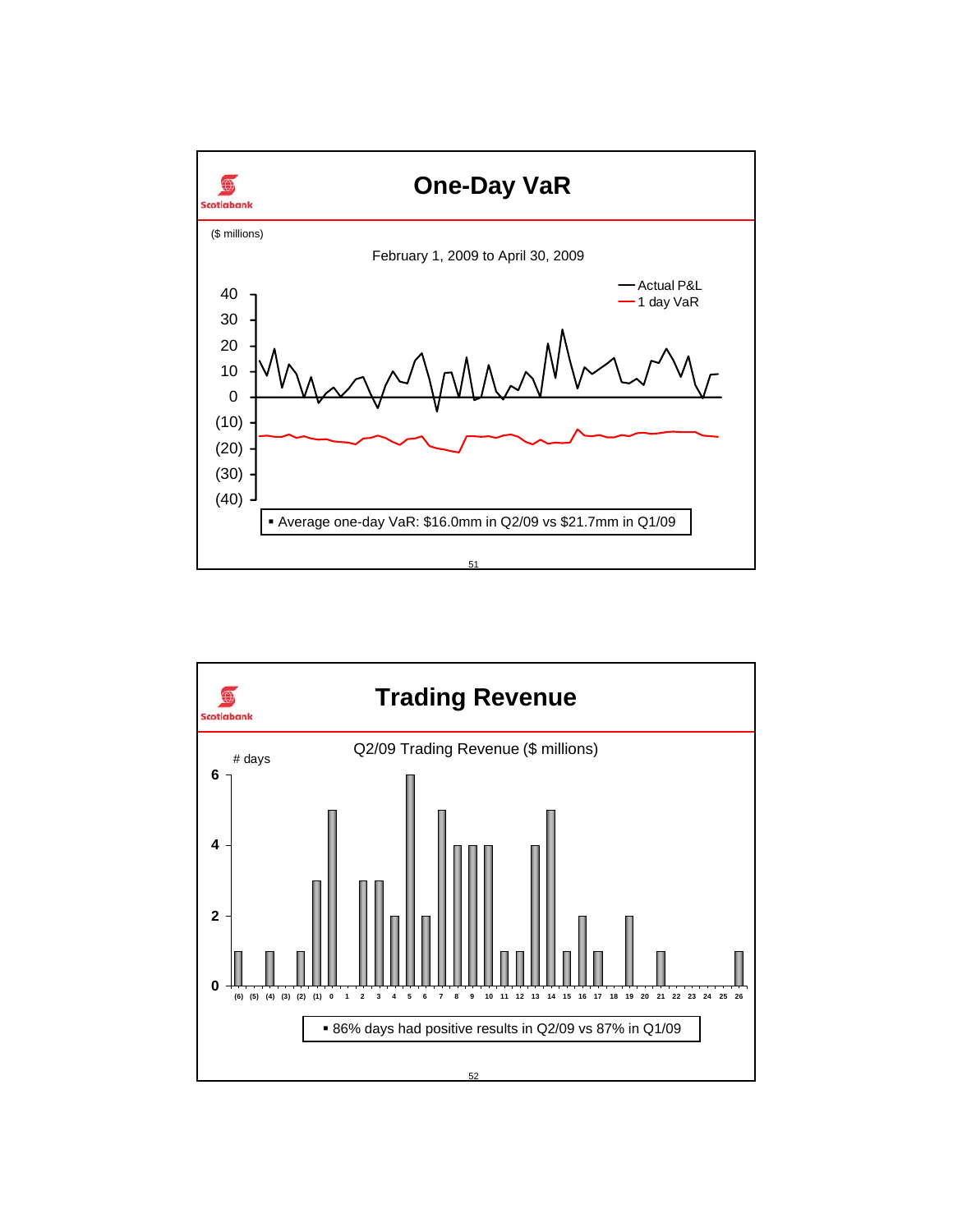## One-Day VaR

($ millions)

February 1, 2009 to April 30, 2009

Actual P&L

1 day VaR

40
30
20
10
0
(10)
(20)
(30)
(40)

▪ Average one-day VaR: $16.0mm in Q2/09 vs $21.7mm in Q1/09

## Trading Revenue

Q2/09 Trading Revenue ($ millions)

# days

6
4
2
0

(6) (5) (4) (3) (2) (1) 0 1 2 3 4 5 6 7 8 9 10 11 12 13 14 15 16 17 18 19 20 21 22 23 24 25 26

▪ 86% days had positive results in Q2/09 vs 87% in Q1/09